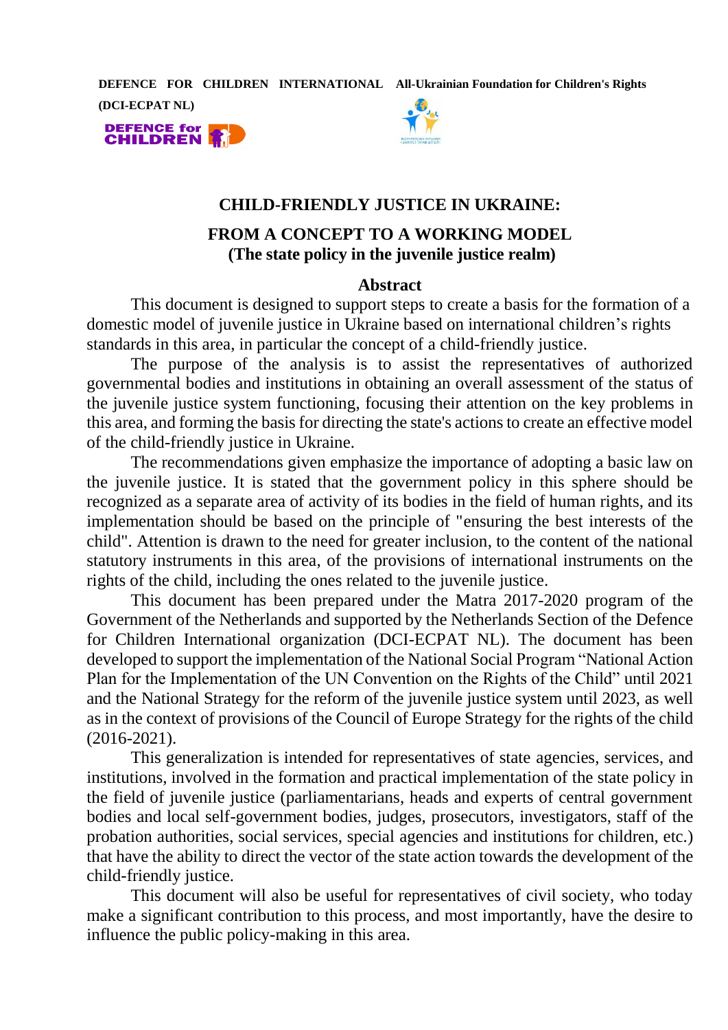**DEFENCE FOR CHILDREN INTERNATIONAL (DCI-ECPAT NL)**

**All-Ukrainian Foundation for Children's Rights**

# CHILD-FRIENDLY JUSTICE IN UKRAINE:

## FROM A CONCEPT TO A WORKING MODEL (The state policy in the juvenile justice realm)

### Abstract

This document is designed to support steps to create a basis for the formation of a domestic model of juvenile justice in Ukraine based on international children's rights standards in this area, in particular the concept of a child-friendly justice.

The purpose of the analysis is to assist the representatives of authorized governmental bodies and institutions in obtaining an overall assessment of the status of the juvenile justice system functioning, focusing their attention on the key problems in this area, and forming the basis for directing the state's actions to create an effective model of the child-friendly justice in Ukraine.

The recommendations given emphasize the importance of adopting a basic law on the juvenile justice. It is stated that the government policy in this sphere should be recognized as a separate area of activity of its bodies in the field of human rights, and its implementation should be based on the principle of "ensuring the best interests of the child". Attention is drawn to the need for greater inclusion, to the content of the national statutory instruments in this area, of the provisions of international instruments on the rights of the child, including the ones related to the juvenile justice.

This document has been prepared under the Matra 2017-2020 program of the Government of the Netherlands and supported by the Netherlands Section of the Defence for Children International organization (DCI-ECPAT NL). The document has been developed to support the implementation of the National Social Program "National Action Plan for the Implementation of the UN Convention on the Rights of the Child" until 2021 and the National Strategy for the reform of the juvenile justice system until 2023, as well as in the context of provisions of the Council of Europe Strategy for the rights of the child (2016-2021).

This generalization is intended for representatives of state agencies, services, and institutions, involved in the formation and practical implementation of the state policy in the field of juvenile justice (parliamentarians, heads and experts of central government bodies and local self-government bodies, judges, prosecutors, investigators, staff of the probation authorities, social services, special agencies and institutions for children, etc.) that have the ability to direct the vector of the state action towards the development of the child-friendly justice.

This document will also be useful for representatives of civil society, who today make a significant contribution to this process, and most importantly, have the desire to influence the public policy-making in this area.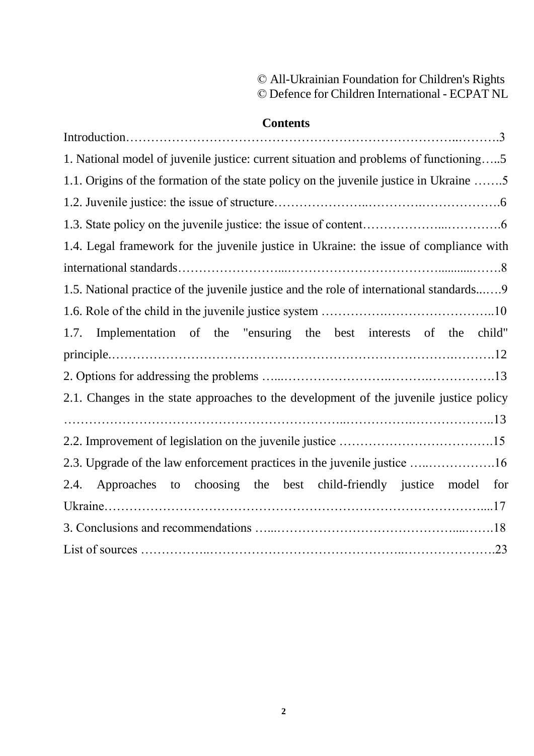© All-Ukrainian Foundation for Children's Rights
© Defence for Children International - ECPAT NL

## Contents

Introduction…………………………………………………………………………..……….3

1. National model of juvenile justice: current situation and problems of functioning…..5

1.1. Origins of the formation of the state policy on the juvenile justice in Ukraine …….5

1.2. Juvenile justice: the issue of structure…………………..………….……………….6

1.3. State policy on the juvenile justice: the issue of content………………...………….6

1.4. Legal framework for the juvenile justice in Ukraine: the issue of compliance with international standards……………………...……………………………….........…….8

1.5. National practice of the juvenile justice and the role of international standards..….9

1.6. Role of the child in the juvenile justice system …………….…………………..10

1.7. Implementation of the "ensuring the best interests of the child" principle.…………………………………………………………………….……….12

2. Options for addressing the problems …...…………………….……….…………….13

2.1. Changes in the state approaches to the development of the juvenile justice policy ……………………………………………………...…………….………………..13

2.2. Improvement of legislation on the juvenile justice ……………………………….15

2.3. Upgrade of the law enforcement practices in the juvenile justice …..…………….16

2.4. Approaches to choosing the best child-friendly justice model for Ukraine…………………………………………………………………………….....17

3. Conclusions and recommendations …...……………………………………....…….18

List of sources ……………..……………………………………..………………….23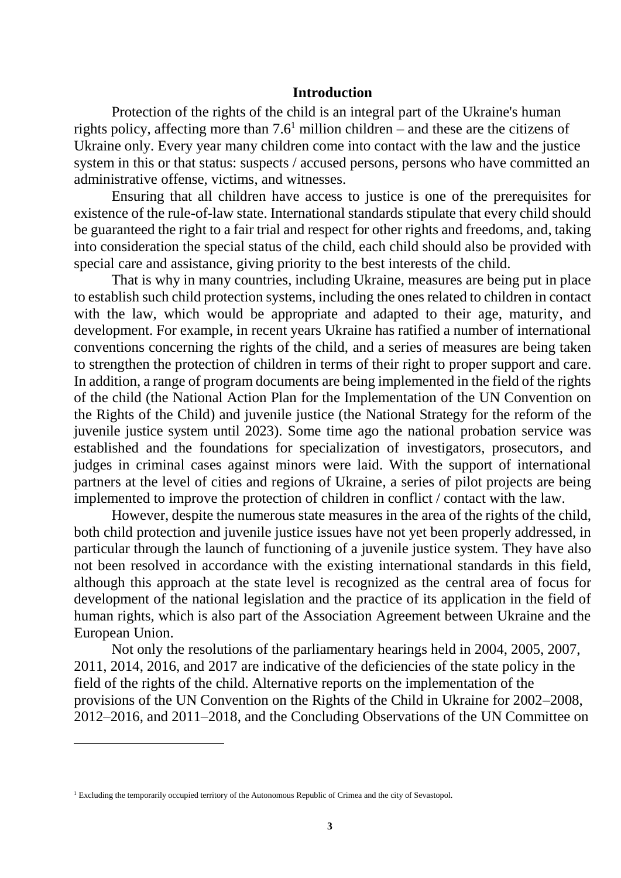# Introduction

Protection of the rights of the child is an integral part of the Ukraine's human rights policy, affecting more than 7.6[1] million children – and these are the citizens of Ukraine only. Every year many children come into contact with the law and the justice system in this or that status: suspects / accused persons, persons who have committed an administrative offense, victims, and witnesses.

Ensuring that all children have access to justice is one of the prerequisites for existence of the rule-of-law state. International standards stipulate that every child should be guaranteed the right to a fair trial and respect for other rights and freedoms, and, taking into consideration the special status of the child, each child should also be provided with special care and assistance, giving priority to the best interests of the child.

That is why in many countries, including Ukraine, measures are being put in place to establish such child protection systems, including the ones related to children in contact with the law, which would be appropriate and adapted to their age, maturity, and development. For example, in recent years Ukraine has ratified a number of international conventions concerning the rights of the child, and a series of measures are being taken to strengthen the protection of children in terms of their right to proper support and care. In addition, a range of program documents are being implemented in the field of the rights of the child (the National Action Plan for the Implementation of the UN Convention on the Rights of the Child) and juvenile justice (the National Strategy for the reform of the juvenile justice system until 2023). Some time ago the national probation service was established and the foundations for specialization of investigators, prosecutors, and judges in criminal cases against minors were laid. With the support of international partners at the level of cities and regions of Ukraine, a series of pilot projects are being implemented to improve the protection of children in conflict / contact with the law.

However, despite the numerous state measures in the area of the rights of the child, both child protection and juvenile justice issues have not yet been properly addressed, in particular through the launch of functioning of a juvenile justice system. They have also not been resolved in accordance with the existing international standards in this field, although this approach at the state level is recognized as the central area of focus for development of the national legislation and the practice of its application in the field of human rights, which is also part of the Association Agreement between Ukraine and the European Union.

Not only the resolutions of the parliamentary hearings held in 2004, 2005, 2007, 2011, 2014, 2016, and 2017 are indicative of the deficiencies of the state policy in the field of the rights of the child. Alternative reports on the implementation of the provisions of the UN Convention on the Rights of the Child in Ukraine for 2002–2008, 2012–2016, and 2011–2018, and the Concluding Observations of the UN Committee on

---

[1] Excluding the temporarily occupied territory of the Autonomous Republic of Crimea and the city of Sevastopol.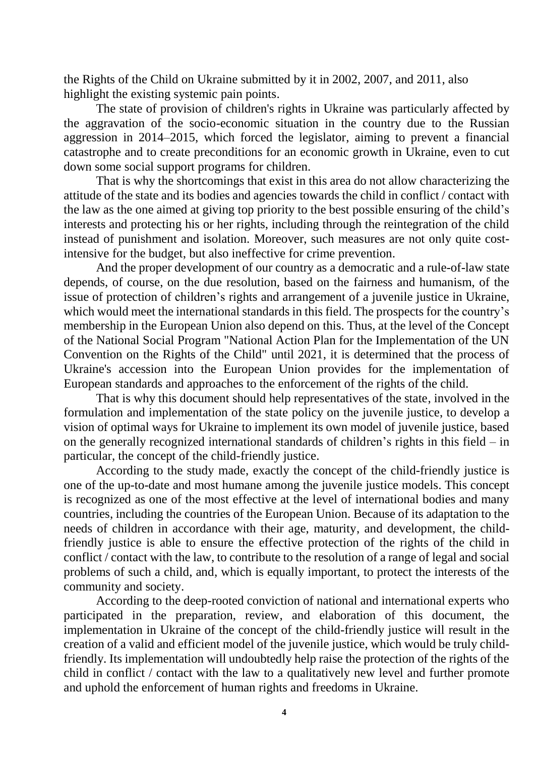the Rights of the Child on Ukraine submitted by it in 2002, 2007, and 2011, also highlight the existing systemic pain points.

The state of provision of children's rights in Ukraine was particularly affected by the aggravation of the socio-economic situation in the country due to the Russian aggression in 2014–2015, which forced the legislator, aiming to prevent a financial catastrophe and to create preconditions for an economic growth in Ukraine, even to cut down some social support programs for children.

That is why the shortcomings that exist in this area do not allow characterizing the attitude of the state and its bodies and agencies towards the child in conflict / contact with the law as the one aimed at giving top priority to the best possible ensuring of the child's interests and protecting his or her rights, including through the reintegration of the child instead of punishment and isolation. Moreover, such measures are not only quite cost-intensive for the budget, but also ineffective for crime prevention.

And the proper development of our country as a democratic and a rule-of-law state depends, of course, on the due resolution, based on the fairness and humanism, of the issue of protection of children's rights and arrangement of a juvenile justice in Ukraine, which would meet the international standards in this field. The prospects for the country's membership in the European Union also depend on this. Thus, at the level of the Concept of the National Social Program "National Action Plan for the Implementation of the UN Convention on the Rights of the Child" until 2021, it is determined that the process of Ukraine's accession into the European Union provides for the implementation of European standards and approaches to the enforcement of the rights of the child.

That is why this document should help representatives of the state, involved in the formulation and implementation of the state policy on the juvenile justice, to develop a vision of optimal ways for Ukraine to implement its own model of juvenile justice, based on the generally recognized international standards of children's rights in this field – in particular, the concept of the child-friendly justice.

According to the study made, exactly the concept of the child-friendly justice is one of the up-to-date and most humane among the juvenile justice models. This concept is recognized as one of the most effective at the level of international bodies and many countries, including the countries of the European Union. Because of its adaptation to the needs of children in accordance with their age, maturity, and development, the child-friendly justice is able to ensure the effective protection of the rights of the child in conflict / contact with the law, to contribute to the resolution of a range of legal and social problems of such a child, and, which is equally important, to protect the interests of the community and society.

According to the deep-rooted conviction of national and international experts who participated in the preparation, review, and elaboration of this document, the implementation in Ukraine of the concept of the child-friendly justice will result in the creation of a valid and efficient model of the juvenile justice, which would be truly child-friendly. Its implementation will undoubtedly help raise the protection of the rights of the child in conflict / contact with the law to a qualitatively new level and further promote and uphold the enforcement of human rights and freedoms in Ukraine.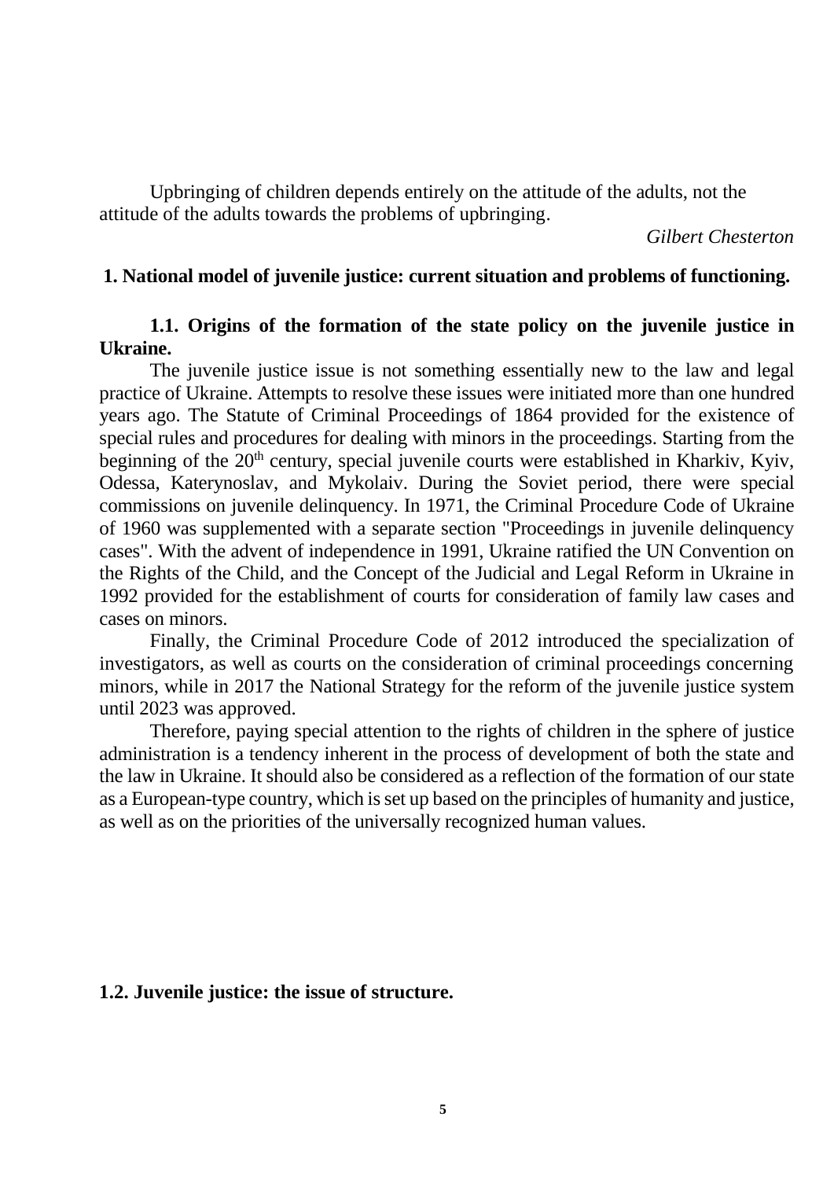Upbringing of children depends entirely on the attitude of the adults, not the attitude of the adults towards the problems of upbringing.

*Gilbert Chesterton*

## 1. National model of juvenile justice: current situation and problems of functioning.

### 1.1. Origins of the formation of the state policy on the juvenile justice in Ukraine.

The juvenile justice issue is not something essentially new to the law and legal practice of Ukraine. Attempts to resolve these issues were initiated more than one hundred years ago. The Statute of Criminal Proceedings of 1864 provided for the existence of special rules and procedures for dealing with minors in the proceedings. Starting from the beginning of the 20th century, special juvenile courts were established in Kharkiv, Kyiv, Odessa, Katerynoslav, and Mykolaiv. During the Soviet period, there were special commissions on juvenile delinquency. In 1971, the Criminal Procedure Code of Ukraine of 1960 was supplemented with a separate section "Proceedings in juvenile delinquency cases". With the advent of independence in 1991, Ukraine ratified the UN Convention on the Rights of the Child, and the Concept of the Judicial and Legal Reform in Ukraine in 1992 provided for the establishment of courts for consideration of family law cases and cases on minors.

Finally, the Criminal Procedure Code of 2012 introduced the specialization of investigators, as well as courts on the consideration of criminal proceedings concerning minors, while in 2017 the National Strategy for the reform of the juvenile justice system until 2023 was approved.

Therefore, paying special attention to the rights of children in the sphere of justice administration is a tendency inherent in the process of development of both the state and the law in Ukraine. It should also be considered as a reflection of the formation of our state as a European-type country, which is set up based on the principles of humanity and justice, as well as on the priorities of the universally recognized human values.

### 1.2. Juvenile justice: the issue of structure.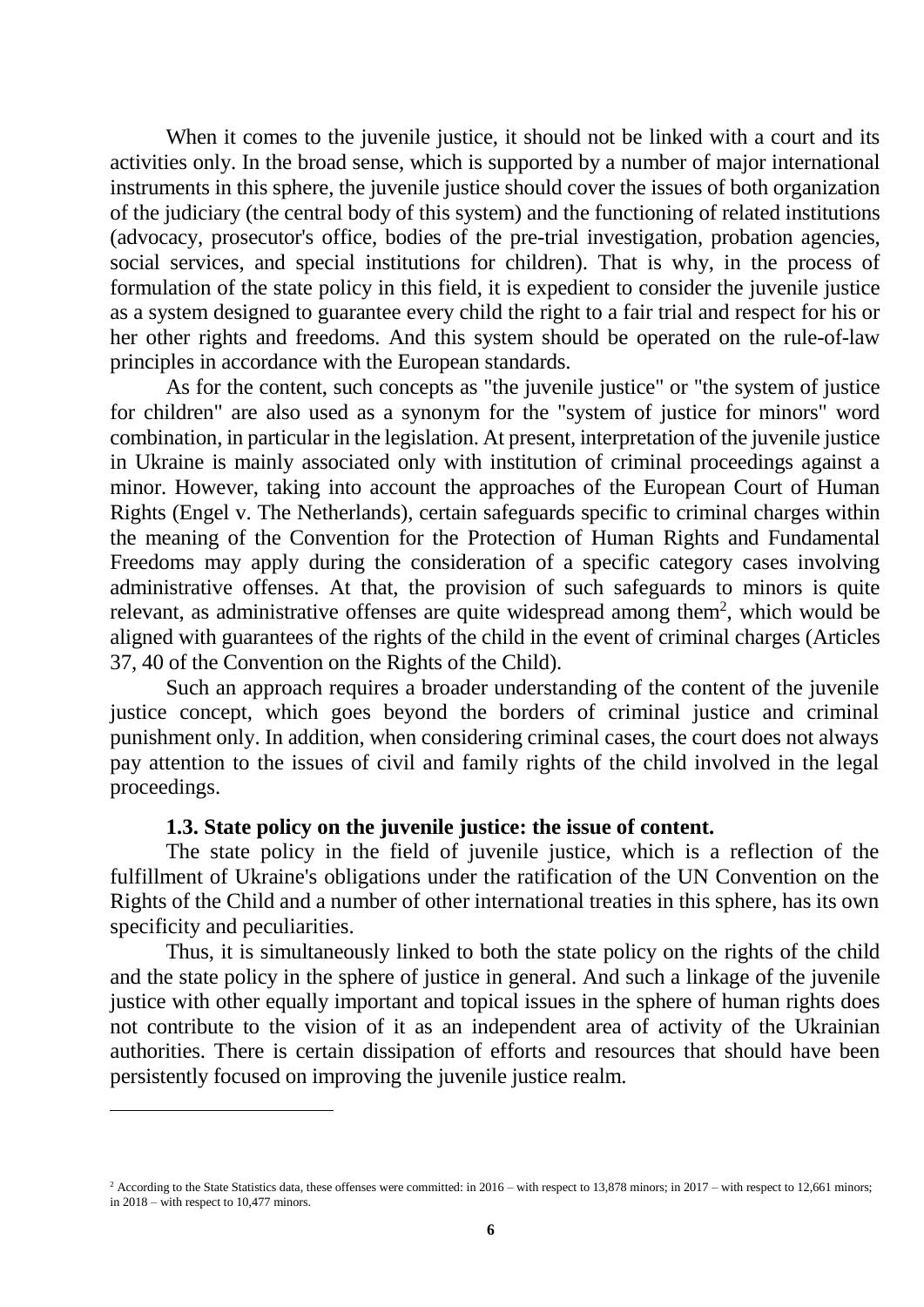When it comes to the juvenile justice, it should not be linked with a court and its activities only. In the broad sense, which is supported by a number of major international instruments in this sphere, the juvenile justice should cover the issues of both organization of the judiciary (the central body of this system) and the functioning of related institutions (advocacy, prosecutor's office, bodies of the pre-trial investigation, probation agencies, social services, and special institutions for children). That is why, in the process of formulation of the state policy in this field, it is expedient to consider the juvenile justice as a system designed to guarantee every child the right to a fair trial and respect for his or her other rights and freedoms. And this system should be operated on the rule-of-law principles in accordance with the European standards.

As for the content, such concepts as "the juvenile justice" or "the system of justice for children" are also used as a synonym for the "system of justice for minors" word combination, in particular in the legislation. At present, interpretation of the juvenile justice in Ukraine is mainly associated only with institution of criminal proceedings against a minor. However, taking into account the approaches of the European Court of Human Rights (Engel v. The Netherlands), certain safeguards specific to criminal charges within the meaning of the Convention for the Protection of Human Rights and Fundamental Freedoms may apply during the consideration of a specific category cases involving administrative offenses. At that, the provision of such safeguards to minors is quite relevant, as administrative offenses are quite widespread among them[2], which would be aligned with guarantees of the rights of the child in the event of criminal charges (Articles 37, 40 of the Convention on the Rights of the Child).

Such an approach requires a broader understanding of the content of the juvenile justice concept, which goes beyond the borders of criminal justice and criminal punishment only. In addition, when considering criminal cases, the court does not always pay attention to the issues of civil and family rights of the child involved in the legal proceedings.

### 1.3. State policy on the juvenile justice: the issue of content.

The state policy in the field of juvenile justice, which is a reflection of the fulfillment of Ukraine's obligations under the ratification of the UN Convention on the Rights of the Child and a number of other international treaties in this sphere, has its own specificity and peculiarities.

Thus, it is simultaneously linked to both the state policy on the rights of the child and the state policy in the sphere of justice in general. And such a linkage of the juvenile justice with other equally important and topical issues in the sphere of human rights does not contribute to the vision of it as an independent area of activity of the Ukrainian authorities. There is certain dissipation of efforts and resources that should have been persistently focused on improving the juvenile justice realm.

---

[2] According to the State Statistics data, these offenses were committed: in 2016 – with respect to 13,878 minors; in 2017 – with respect to 12,661 minors; in 2018 – with respect to 10,477 minors.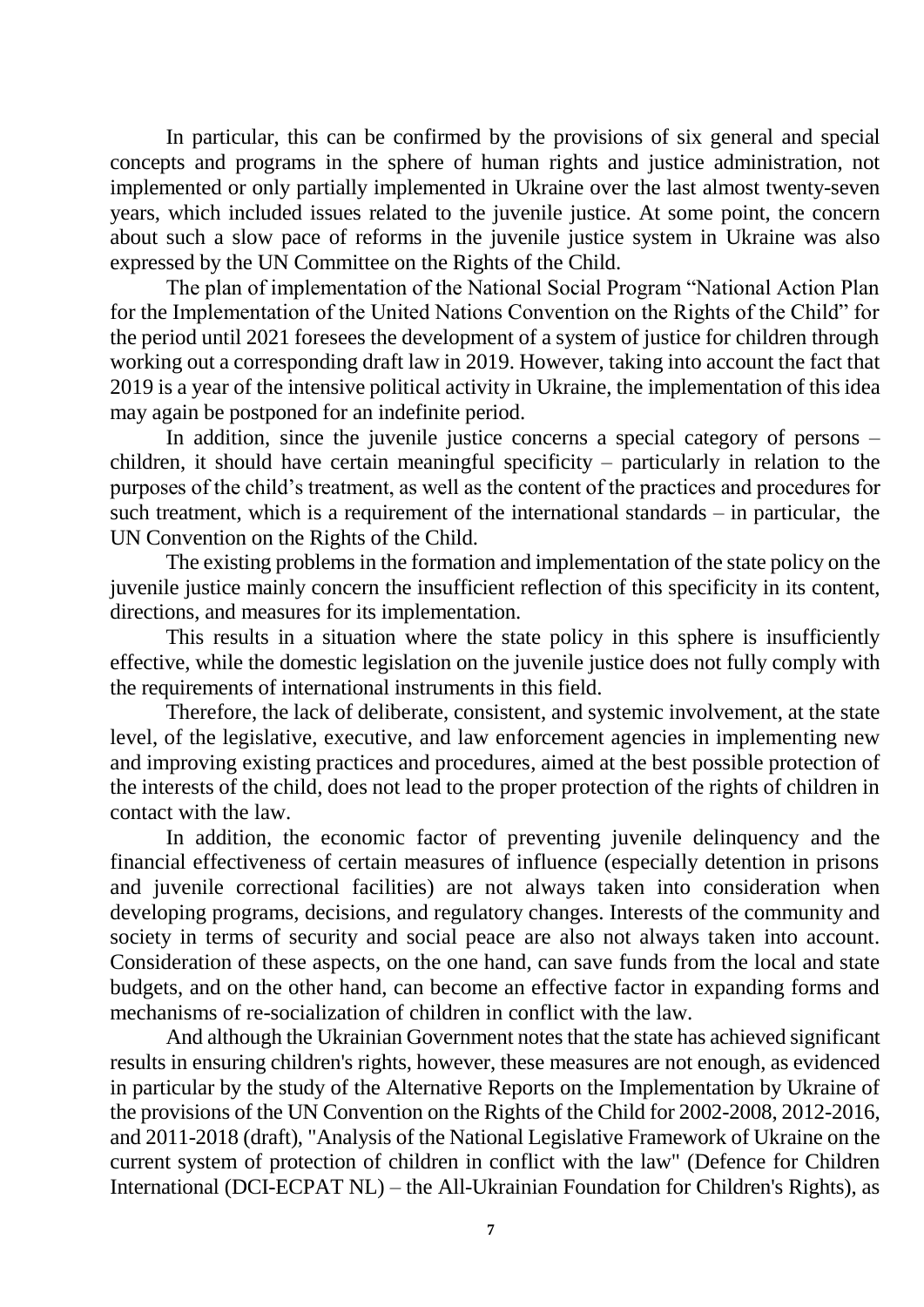In particular, this can be confirmed by the provisions of six general and special concepts and programs in the sphere of human rights and justice administration, not implemented or only partially implemented in Ukraine over the last almost twenty-seven years, which included issues related to the juvenile justice. At some point, the concern about such a slow pace of reforms in the juvenile justice system in Ukraine was also expressed by the UN Committee on the Rights of the Child.

The plan of implementation of the National Social Program "National Action Plan for the Implementation of the United Nations Convention on the Rights of the Child" for the period until 2021 foresees the development of a system of justice for children through working out a corresponding draft law in 2019. However, taking into account the fact that 2019 is a year of the intensive political activity in Ukraine, the implementation of this idea may again be postponed for an indefinite period.

In addition, since the juvenile justice concerns a special category of persons – children, it should have certain meaningful specificity – particularly in relation to the purposes of the child's treatment, as well as the content of the practices and procedures for such treatment, which is a requirement of the international standards – in particular, the UN Convention on the Rights of the Child.

The existing problems in the formation and implementation of the state policy on the juvenile justice mainly concern the insufficient reflection of this specificity in its content, directions, and measures for its implementation.

This results in a situation where the state policy in this sphere is insufficiently effective, while the domestic legislation on the juvenile justice does not fully comply with the requirements of international instruments in this field.

Therefore, the lack of deliberate, consistent, and systemic involvement, at the state level, of the legislative, executive, and law enforcement agencies in implementing new and improving existing practices and procedures, aimed at the best possible protection of the interests of the child, does not lead to the proper protection of the rights of children in contact with the law.

In addition, the economic factor of preventing juvenile delinquency and the financial effectiveness of certain measures of influence (especially detention in prisons and juvenile correctional facilities) are not always taken into consideration when developing programs, decisions, and regulatory changes. Interests of the community and society in terms of security and social peace are also not always taken into account. Consideration of these aspects, on the one hand, can save funds from the local and state budgets, and on the other hand, can become an effective factor in expanding forms and mechanisms of re-socialization of children in conflict with the law.

And although the Ukrainian Government notes that the state has achieved significant results in ensuring children's rights, however, these measures are not enough, as evidenced in particular by the study of the Alternative Reports on the Implementation by Ukraine of the provisions of the UN Convention on the Rights of the Child for 2002-2008, 2012-2016, and 2011-2018 (draft), "Analysis of the National Legislative Framework of Ukraine on the current system of protection of children in conflict with the law" (Defence for Children International (DCI-ECPAT NL) – the All-Ukrainian Foundation for Children's Rights), as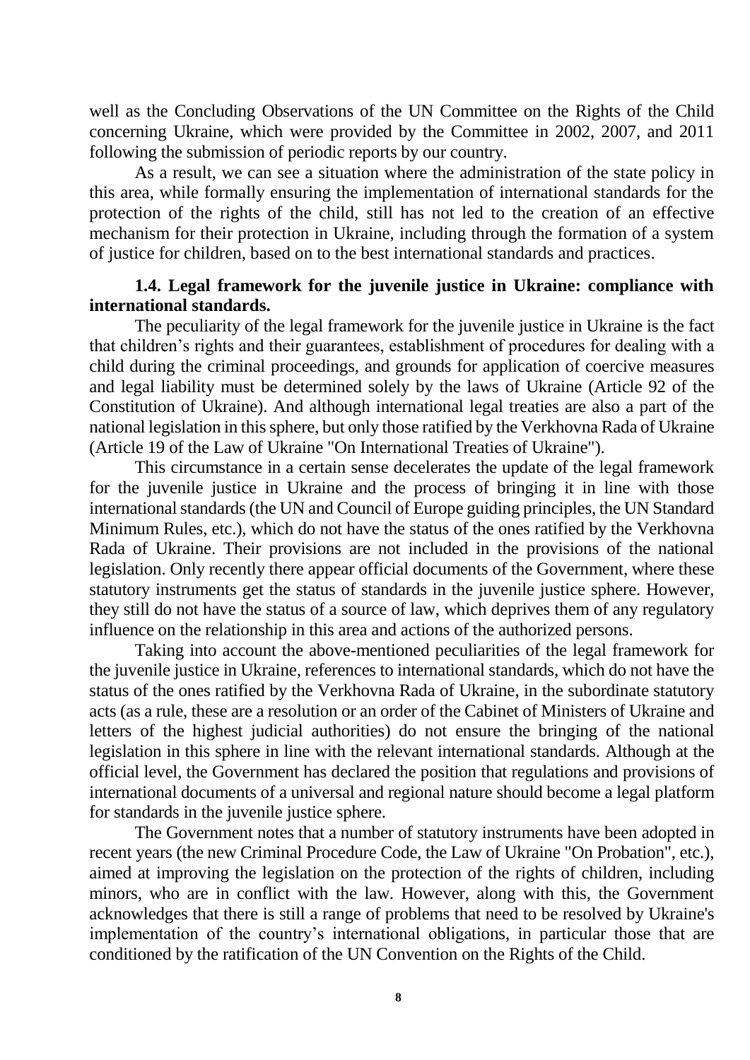well as the Concluding Observations of the UN Committee on the Rights of the Child concerning Ukraine, which were provided by the Committee in 2002, 2007, and 2011 following the submission of periodic reports by our country.

As a result, we can see a situation where the administration of the state policy in this area, while formally ensuring the implementation of international standards for the protection of the rights of the child, still has not led to the creation of an effective mechanism for their protection in Ukraine, including through the formation of a system of justice for children, based on to the best international standards and practices.

### 1.4. Legal framework for the juvenile justice in Ukraine: compliance with international standards.

The peculiarity of the legal framework for the juvenile justice in Ukraine is the fact that children's rights and their guarantees, establishment of procedures for dealing with a child during the criminal proceedings, and grounds for application of coercive measures and legal liability must be determined solely by the laws of Ukraine (Article 92 of the Constitution of Ukraine). And although international legal treaties are also a part of the national legislation in this sphere, but only those ratified by the Verkhovna Rada of Ukraine (Article 19 of the Law of Ukraine "On International Treaties of Ukraine").

This circumstance in a certain sense decelerates the update of the legal framework for the juvenile justice in Ukraine and the process of bringing it in line with those international standards (the UN and Council of Europe guiding principles, the UN Standard Minimum Rules, etc.), which do not have the status of the ones ratified by the Verkhovna Rada of Ukraine. Their provisions are not included in the provisions of the national legislation. Only recently there appear official documents of the Government, where these statutory instruments get the status of standards in the juvenile justice sphere. However, they still do not have the status of a source of law, which deprives them of any regulatory influence on the relationship in this area and actions of the authorized persons.

Taking into account the above-mentioned peculiarities of the legal framework for the juvenile justice in Ukraine, references to international standards, which do not have the status of the ones ratified by the Verkhovna Rada of Ukraine, in the subordinate statutory acts (as a rule, these are a resolution or an order of the Cabinet of Ministers of Ukraine and letters of the highest judicial authorities) do not ensure the bringing of the national legislation in this sphere in line with the relevant international standards. Although at the official level, the Government has declared the position that regulations and provisions of international documents of a universal and regional nature should become a legal platform for standards in the juvenile justice sphere.

The Government notes that a number of statutory instruments have been adopted in recent years (the new Criminal Procedure Code, the Law of Ukraine "On Probation", etc.), aimed at improving the legislation on the protection of the rights of children, including minors, who are in conflict with the law. However, along with this, the Government acknowledges that there is still a range of problems that need to be resolved by Ukraine's implementation of the country's international obligations, in particular those that are conditioned by the ratification of the UN Convention on the Rights of the Child.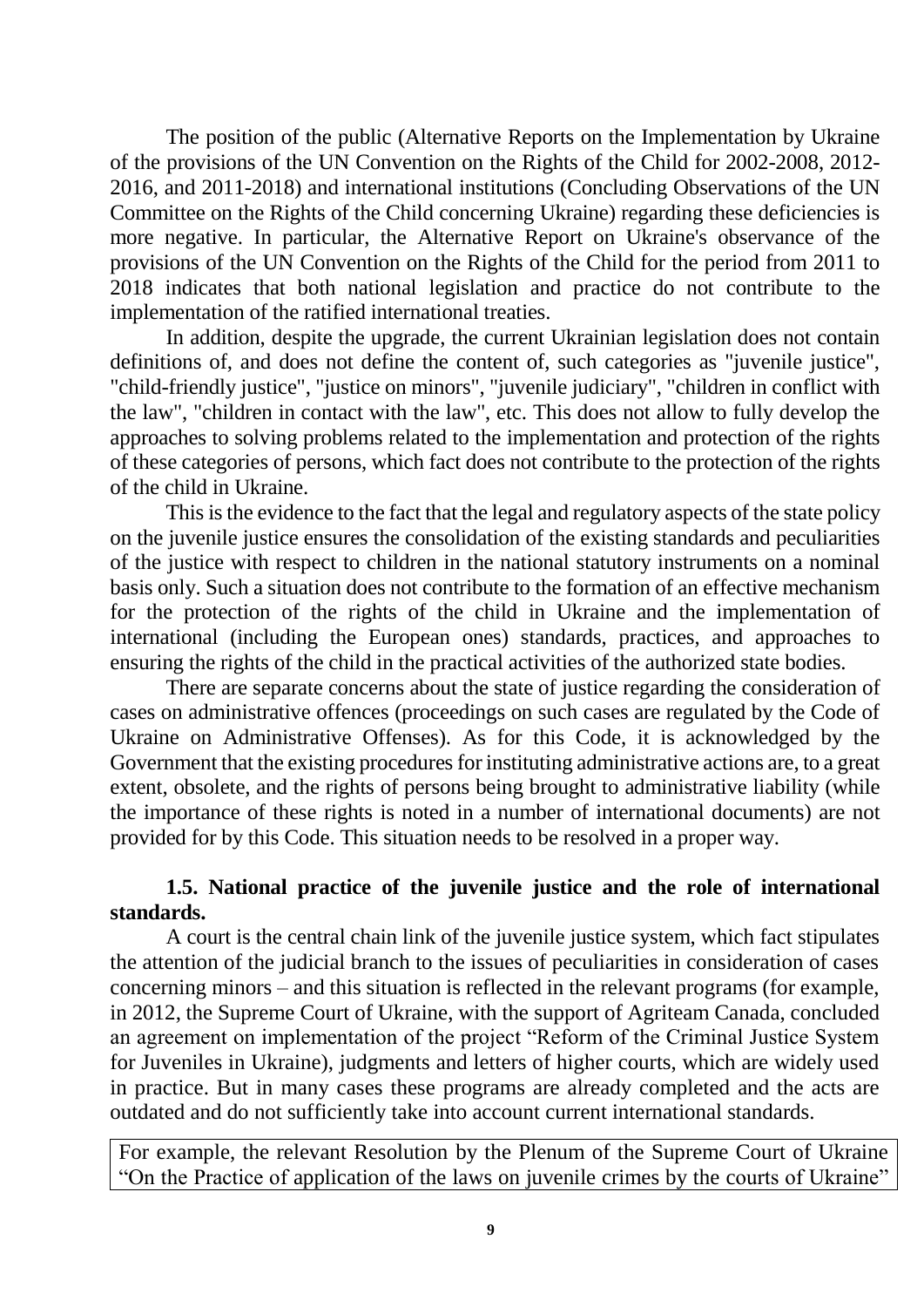The position of the public (Alternative Reports on the Implementation by Ukraine of the provisions of the UN Convention on the Rights of the Child for 2002-2008, 2012-2016, and 2011-2018) and international institutions (Concluding Observations of the UN Committee on the Rights of the Child concerning Ukraine) regarding these deficiencies is more negative. In particular, the Alternative Report on Ukraine's observance of the provisions of the UN Convention on the Rights of the Child for the period from 2011 to 2018 indicates that both national legislation and practice do not contribute to the implementation of the ratified international treaties.

In addition, despite the upgrade, the current Ukrainian legislation does not contain definitions of, and does not define the content of, such categories as "juvenile justice", "child-friendly justice", "justice on minors", "juvenile judiciary", "children in conflict with the law", "children in contact with the law", etc. This does not allow to fully develop the approaches to solving problems related to the implementation and protection of the rights of these categories of persons, which fact does not contribute to the protection of the rights of the child in Ukraine.

This is the evidence to the fact that the legal and regulatory aspects of the state policy on the juvenile justice ensures the consolidation of the existing standards and peculiarities of the justice with respect to children in the national statutory instruments on a nominal basis only. Such a situation does not contribute to the formation of an effective mechanism for the protection of the rights of the child in Ukraine and the implementation of international (including the European ones) standards, practices, and approaches to ensuring the rights of the child in the practical activities of the authorized state bodies.

There are separate concerns about the state of justice regarding the consideration of cases on administrative offences (proceedings on such cases are regulated by the Code of Ukraine on Administrative Offenses). As for this Code, it is acknowledged by the Government that the existing procedures for instituting administrative actions are, to a great extent, obsolete, and the rights of persons being brought to administrative liability (while the importance of these rights is noted in a number of international documents) are not provided for by this Code. This situation needs to be resolved in a proper way.

### 1.5. National practice of the juvenile justice and the role of international standards.

A court is the central chain link of the juvenile justice system, which fact stipulates the attention of the judicial branch to the issues of peculiarities in consideration of cases concerning minors – and this situation is reflected in the relevant programs (for example, in 2012, the Supreme Court of Ukraine, with the support of Agriteam Canada, concluded an agreement on implementation of the project "Reform of the Criminal Justice System for Juveniles in Ukraine), judgments and letters of higher courts, which are widely used in practice. But in many cases these programs are already completed and the acts are outdated and do not sufficiently take into account current international standards.

For example, the relevant Resolution by the Plenum of the Supreme Court of Ukraine "On the Practice of application of the laws on juvenile crimes by the courts of Ukraine"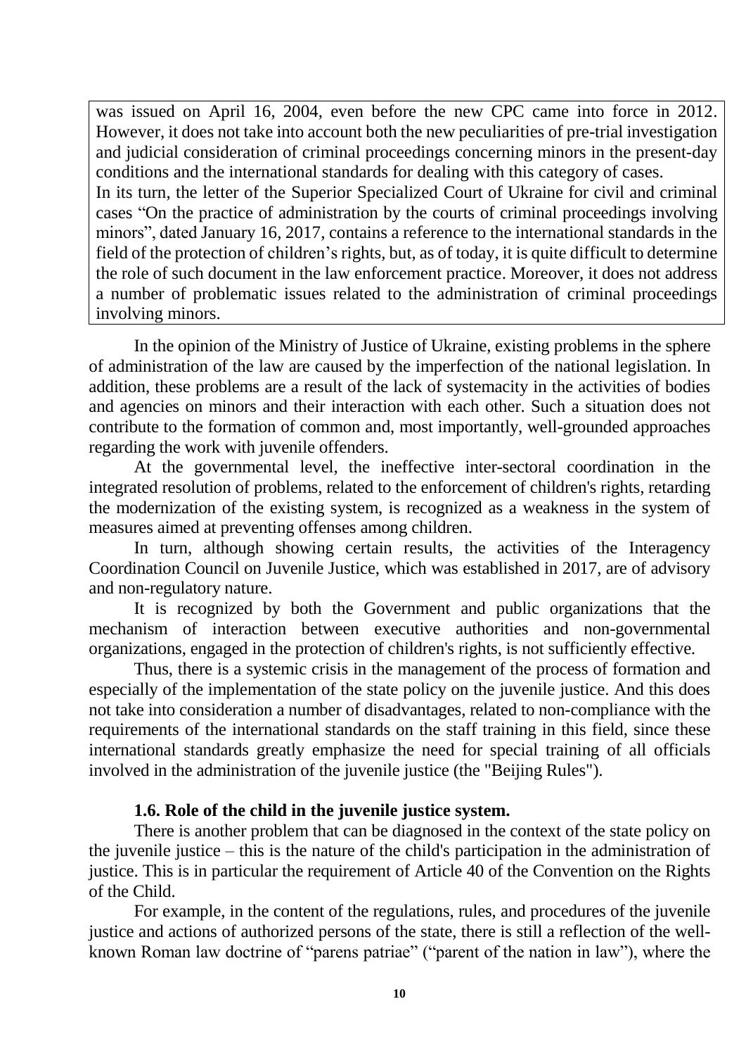was issued on April 16, 2004, even before the new CPC came into force in 2012. However, it does not take into account both the new peculiarities of pre-trial investigation and judicial consideration of criminal proceedings concerning minors in the present-day conditions and the international standards for dealing with this category of cases.
In its turn, the letter of the Superior Specialized Court of Ukraine for civil and criminal cases "On the practice of administration by the courts of criminal proceedings involving minors", dated January 16, 2017, contains a reference to the international standards in the field of the protection of children's rights, but, as of today, it is quite difficult to determine the role of such document in the law enforcement practice. Moreover, it does not address a number of problematic issues related to the administration of criminal proceedings involving minors.

In the opinion of the Ministry of Justice of Ukraine, existing problems in the sphere of administration of the law are caused by the imperfection of the national legislation. In addition, these problems are a result of the lack of systemacity in the activities of bodies and agencies on minors and their interaction with each other. Such a situation does not contribute to the formation of common and, most importantly, well-grounded approaches regarding the work with juvenile offenders.

At the governmental level, the ineffective inter-sectoral coordination in the integrated resolution of problems, related to the enforcement of children's rights, retarding the modernization of the existing system, is recognized as a weakness in the system of measures aimed at preventing offenses among children.

In turn, although showing certain results, the activities of the Interagency Coordination Council on Juvenile Justice, which was established in 2017, are of advisory and non-regulatory nature.

It is recognized by both the Government and public organizations that the mechanism of interaction between executive authorities and non-governmental organizations, engaged in the protection of children's rights, is not sufficiently effective.

Thus, there is a systemic crisis in the management of the process of formation and especially of the implementation of the state policy on the juvenile justice. And this does not take into consideration a number of disadvantages, related to non-compliance with the requirements of the international standards on the staff training in this field, since these international standards greatly emphasize the need for special training of all officials involved in the administration of the juvenile justice (the "Beijing Rules").

### 1.6. Role of the child in the juvenile justice system.

There is another problem that can be diagnosed in the context of the state policy on the juvenile justice – this is the nature of the child's participation in the administration of justice. This is in particular the requirement of Article 40 of the Convention on the Rights of the Child.

For example, in the content of the regulations, rules, and procedures of the juvenile justice and actions of authorized persons of the state, there is still a reflection of the well-known Roman law doctrine of "parens patriae" ("parent of the nation in law"), where the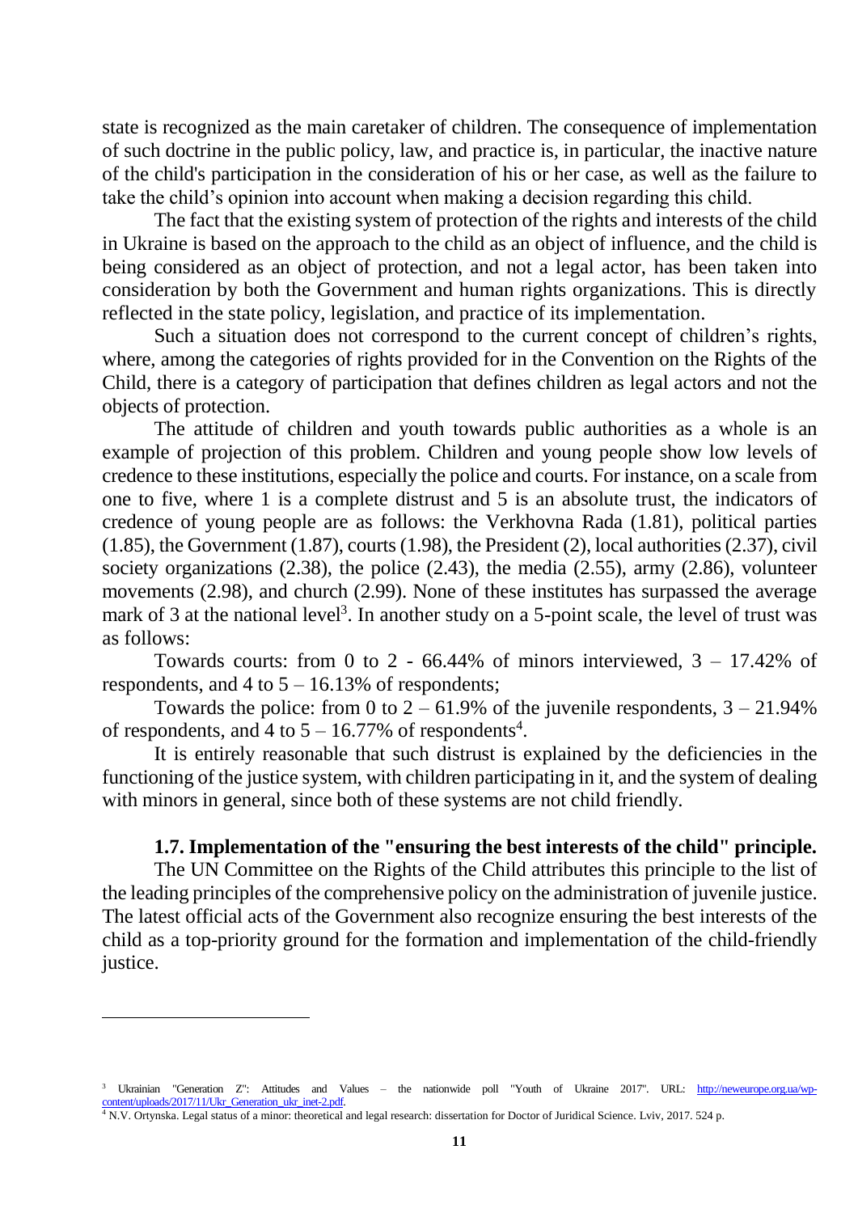state is recognized as the main caretaker of children. The consequence of implementation of such doctrine in the public policy, law, and practice is, in particular, the inactive nature of the child's participation in the consideration of his or her case, as well as the failure to take the child's opinion into account when making a decision regarding this child.

The fact that the existing system of protection of the rights and interests of the child in Ukraine is based on the approach to the child as an object of influence, and the child is being considered as an object of protection, and not a legal actor, has been taken into consideration by both the Government and human rights organizations. This is directly reflected in the state policy, legislation, and practice of its implementation.

Such a situation does not correspond to the current concept of children's rights, where, among the categories of rights provided for in the Convention on the Rights of the Child, there is a category of participation that defines children as legal actors and not the objects of protection.

The attitude of children and youth towards public authorities as a whole is an example of projection of this problem. Children and young people show low levels of credence to these institutions, especially the police and courts. For instance, on a scale from one to five, where 1 is a complete distrust and 5 is an absolute trust, the indicators of credence of young people are as follows: the Verkhovna Rada (1.81), political parties (1.85), the Government (1.87), courts (1.98), the President (2), local authorities (2.37), civil society organizations (2.38), the police (2.43), the media (2.55), army (2.86), volunteer movements (2.98), and church (2.99). None of these institutes has surpassed the average mark of 3 at the national level[3]. In another study on a 5-point scale, the level of trust was as follows:

Towards courts: from 0 to 2 - 66.44% of minors interviewed, 3 – 17.42% of respondents, and 4 to 5 – 16.13% of respondents;

Towards the police: from 0 to 2 – 61.9% of the juvenile respondents, 3 – 21.94% of respondents, and 4 to 5 – 16.77% of respondents[4].

It is entirely reasonable that such distrust is explained by the deficiencies in the functioning of the justice system, with children participating in it, and the system of dealing with minors in general, since both of these systems are not child friendly.

### 1.7. Implementation of the "ensuring the best interests of the child" principle.

The UN Committee on the Rights of the Child attributes this principle to the list of the leading principles of the comprehensive policy on the administration of juvenile justice. The latest official acts of the Government also recognize ensuring the best interests of the child as a top-priority ground for the formation and implementation of the child-friendly justice.

---

[3] Ukrainian "Generation Z": Attitudes and Values – the nationwide poll "Youth of Ukraine 2017". URL: http://neweurope.org.ua/wp-content/uploads/2017/11/Ukr_Generation_ukr_inet-2.pdf.

[4] N.V. Ortynska. Legal status of a minor: theoretical and legal research: dissertation for Doctor of Juridical Science. Lviv, 2017. 524 p.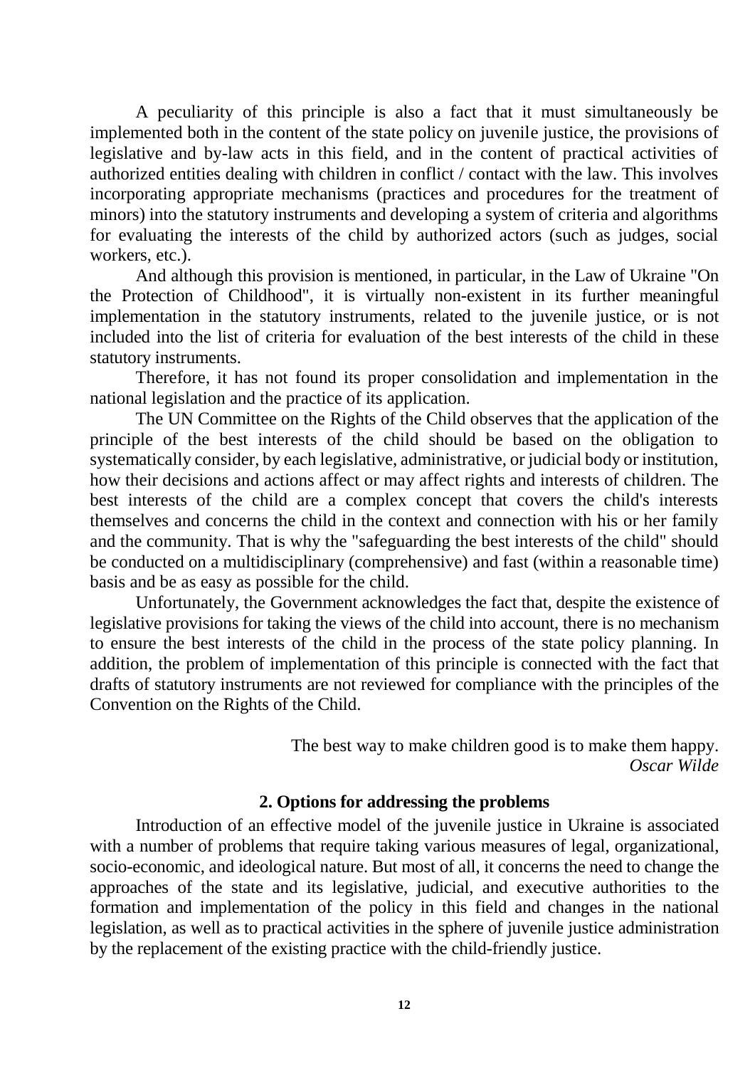A peculiarity of this principle is also a fact that it must simultaneously be implemented both in the content of the state policy on juvenile justice, the provisions of legislative and by-law acts in this field, and in the content of practical activities of authorized entities dealing with children in conflict / contact with the law. This involves incorporating appropriate mechanisms (practices and procedures for the treatment of minors) into the statutory instruments and developing a system of criteria and algorithms for evaluating the interests of the child by authorized actors (such as judges, social workers, etc.).

And although this provision is mentioned, in particular, in the Law of Ukraine "On the Protection of Childhood", it is virtually non-existent in its further meaningful implementation in the statutory instruments, related to the juvenile justice, or is not included into the list of criteria for evaluation of the best interests of the child in these statutory instruments.

Therefore, it has not found its proper consolidation and implementation in the national legislation and the practice of its application.

The UN Committee on the Rights of the Child observes that the application of the principle of the best interests of the child should be based on the obligation to systematically consider, by each legislative, administrative, or judicial body or institution, how their decisions and actions affect or may affect rights and interests of children. The best interests of the child are a complex concept that covers the child's interests themselves and concerns the child in the context and connection with his or her family and the community. That is why the "safeguarding the best interests of the child" should be conducted on a multidisciplinary (comprehensive) and fast (within a reasonable time) basis and be as easy as possible for the child.

Unfortunately, the Government acknowledges the fact that, despite the existence of legislative provisions for taking the views of the child into account, there is no mechanism to ensure the best interests of the child in the process of the state policy planning. In addition, the problem of implementation of this principle is connected with the fact that drafts of statutory instruments are not reviewed for compliance with the principles of the Convention on the Rights of the Child.

> The best way to make children good is to make them happy.
> *Oscar Wilde*

## 2. Options for addressing the problems

Introduction of an effective model of the juvenile justice in Ukraine is associated with a number of problems that require taking various measures of legal, organizational, socio-economic, and ideological nature. But most of all, it concerns the need to change the approaches of the state and its legislative, judicial, and executive authorities to the formation and implementation of the policy in this field and changes in the national legislation, as well as to practical activities in the sphere of juvenile justice administration by the replacement of the existing practice with the child-friendly justice.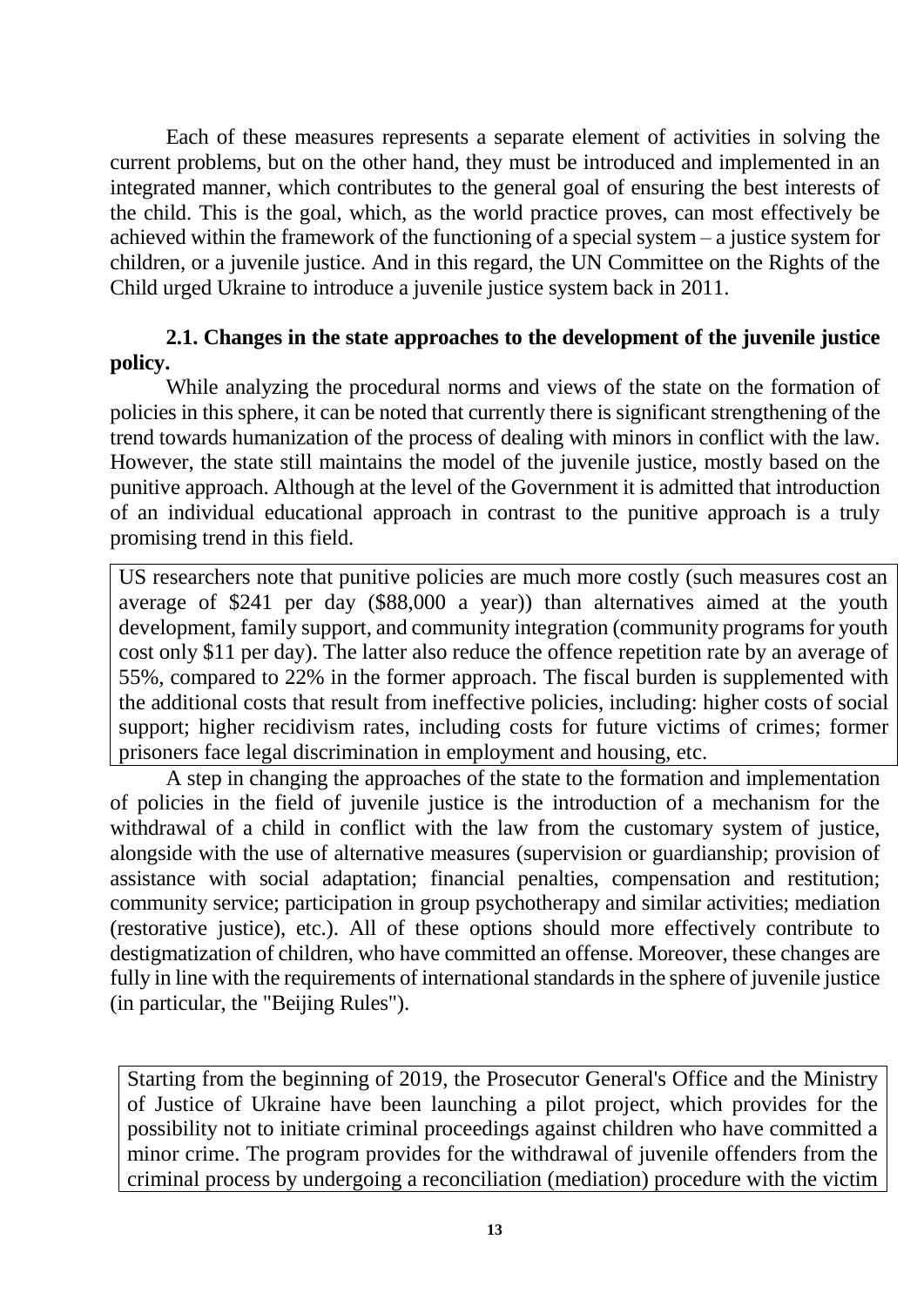Each of these measures represents a separate element of activities in solving the current problems, but on the other hand, they must be introduced and implemented in an integrated manner, which contributes to the general goal of ensuring the best interests of the child. This is the goal, which, as the world practice proves, can most effectively be achieved within the framework of the functioning of a special system – a justice system for children, or a juvenile justice. And in this regard, the UN Committee on the Rights of the Child urged Ukraine to introduce a juvenile justice system back in 2011.

### 2.1. Changes in the state approaches to the development of the juvenile justice policy.

While analyzing the procedural norms and views of the state on the formation of policies in this sphere, it can be noted that currently there is significant strengthening of the trend towards humanization of the process of dealing with minors in conflict with the law. However, the state still maintains the model of the juvenile justice, mostly based on the punitive approach. Although at the level of the Government it is admitted that introduction of an individual educational approach in contrast to the punitive approach is a truly promising trend in this field.

> US researchers note that punitive policies are much more costly (such measures cost an average of $241 per day ($88,000 a year)) than alternatives aimed at the youth development, family support, and community integration (community programs for youth cost only $11 per day). The latter also reduce the offence repetition rate by an average of 55%, compared to 22% in the former approach. The fiscal burden is supplemented with the additional costs that result from ineffective policies, including: higher costs of social support; higher recidivism rates, including costs for future victims of crimes; former prisoners face legal discrimination in employment and housing, etc.

A step in changing the approaches of the state to the formation and implementation of policies in the field of juvenile justice is the introduction of a mechanism for the withdrawal of a child in conflict with the law from the customary system of justice, alongside with the use of alternative measures (supervision or guardianship; provision of assistance with social adaptation; financial penalties, compensation and restitution; community service; participation in group psychotherapy and similar activities; mediation (restorative justice), etc.). All of these options should more effectively contribute to destigmatization of children, who have committed an offense. Moreover, these changes are fully in line with the requirements of international standards in the sphere of juvenile justice (in particular, the "Beijing Rules").

> Starting from the beginning of 2019, the Prosecutor General's Office and the Ministry of Justice of Ukraine have been launching a pilot project, which provides for the possibility not to initiate criminal proceedings against children who have committed a minor crime. The program provides for the withdrawal of juvenile offenders from the criminal process by undergoing a reconciliation (mediation) procedure with the victim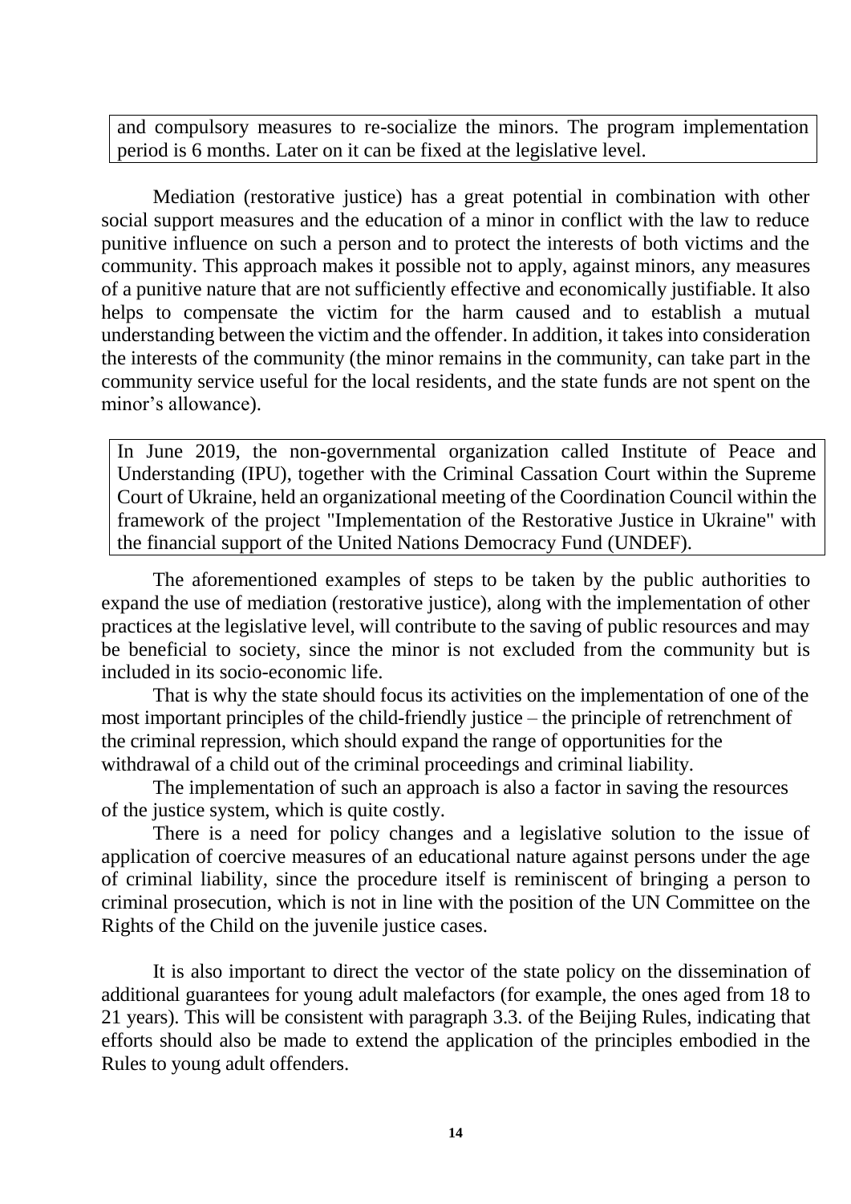> and compulsory measures to re-socialize the minors. The program implementation period is 6 months. Later on it can be fixed at the legislative level.

Mediation (restorative justice) has a great potential in combination with other social support measures and the education of a minor in conflict with the law to reduce punitive influence on such a person and to protect the interests of both victims and the community. This approach makes it possible not to apply, against minors, any measures of a punitive nature that are not sufficiently effective and economically justifiable. It also helps to compensate the victim for the harm caused and to establish a mutual understanding between the victim and the offender. In addition, it takes into consideration the interests of the community (the minor remains in the community, can take part in the community service useful for the local residents, and the state funds are not spent on the minor's allowance).

> In June 2019, the non-governmental organization called Institute of Peace and Understanding (IPU), together with the Criminal Cassation Court within the Supreme Court of Ukraine, held an organizational meeting of the Coordination Council within the framework of the project "Implementation of the Restorative Justice in Ukraine" with the financial support of the United Nations Democracy Fund (UNDEF).

The aforementioned examples of steps to be taken by the public authorities to expand the use of mediation (restorative justice), along with the implementation of other practices at the legislative level, will contribute to the saving of public resources and may be beneficial to society, since the minor is not excluded from the community but is included in its socio-economic life.

That is why the state should focus its activities on the implementation of one of the most important principles of the child-friendly justice – the principle of retrenchment of the criminal repression, which should expand the range of opportunities for the withdrawal of a child out of the criminal proceedings and criminal liability.

The implementation of such an approach is also a factor in saving the resources of the justice system, which is quite costly.

There is a need for policy changes and a legislative solution to the issue of application of coercive measures of an educational nature against persons under the age of criminal liability, since the procedure itself is reminiscent of bringing a person to criminal prosecution, which is not in line with the position of the UN Committee on the Rights of the Child on the juvenile justice cases.

It is also important to direct the vector of the state policy on the dissemination of additional guarantees for young adult malefactors (for example, the ones aged from 18 to 21 years). This will be consistent with paragraph 3.3. of the Beijing Rules, indicating that efforts should also be made to extend the application of the principles embodied in the Rules to young adult offenders.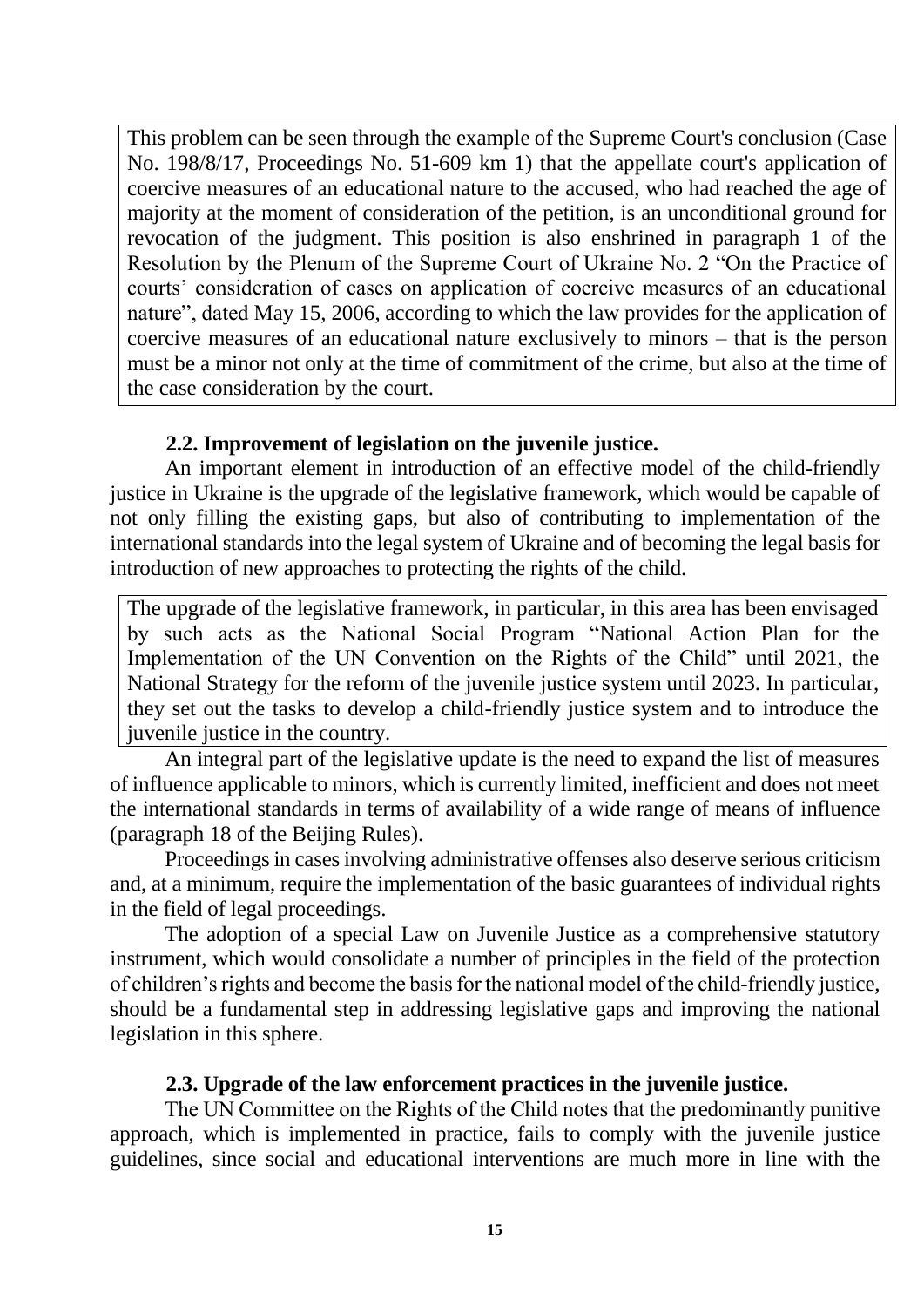This problem can be seen through the example of the Supreme Court's conclusion (Case No. 198/8/17, Proceedings No. 51-609 km 1) that the appellate court's application of coercive measures of an educational nature to the accused, who had reached the age of majority at the moment of consideration of the petition, is an unconditional ground for revocation of the judgment. This position is also enshrined in paragraph 1 of the Resolution by the Plenum of the Supreme Court of Ukraine No. 2 "On the Practice of courts' consideration of cases on application of coercive measures of an educational nature", dated May 15, 2006, according to which the law provides for the application of coercive measures of an educational nature exclusively to minors – that is the person must be a minor not only at the time of commitment of the crime, but also at the time of the case consideration by the court.

### 2.2. Improvement of legislation on the juvenile justice.

An important element in introduction of an effective model of the child-friendly justice in Ukraine is the upgrade of the legislative framework, which would be capable of not only filling the existing gaps, but also of contributing to implementation of the international standards into the legal system of Ukraine and of becoming the legal basis for introduction of new approaches to protecting the rights of the child.

The upgrade of the legislative framework, in particular, in this area has been envisaged by such acts as the National Social Program "National Action Plan for the Implementation of the UN Convention on the Rights of the Child" until 2021, the National Strategy for the reform of the juvenile justice system until 2023. In particular, they set out the tasks to develop a child-friendly justice system and to introduce the juvenile justice in the country.

An integral part of the legislative update is the need to expand the list of measures of influence applicable to minors, which is currently limited, inefficient and does not meet the international standards in terms of availability of a wide range of means of influence (paragraph 18 of the Beijing Rules).

Proceedings in cases involving administrative offenses also deserve serious criticism and, at a minimum, require the implementation of the basic guarantees of individual rights in the field of legal proceedings.

The adoption of a special Law on Juvenile Justice as a comprehensive statutory instrument, which would consolidate a number of principles in the field of the protection of children's rights and become the basis for the national model of the child-friendly justice, should be a fundamental step in addressing legislative gaps and improving the national legislation in this sphere.

### 2.3. Upgrade of the law enforcement practices in the juvenile justice.

The UN Committee on the Rights of the Child notes that the predominantly punitive approach, which is implemented in practice, fails to comply with the juvenile justice guidelines, since social and educational interventions are much more in line with the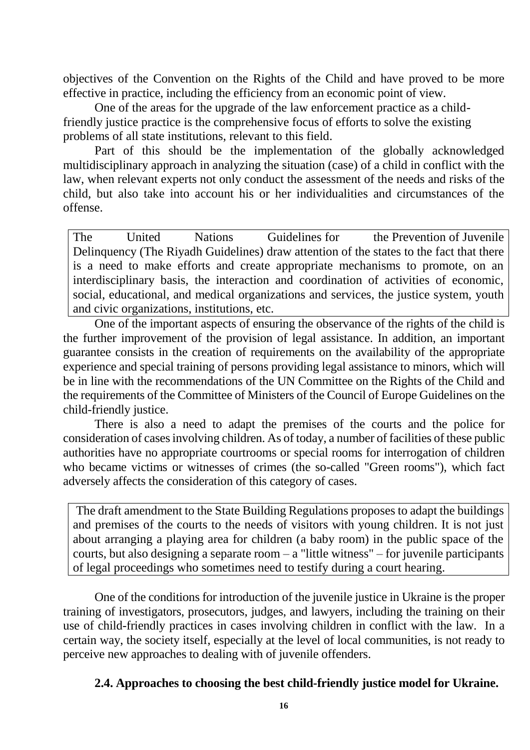objectives of the Convention on the Rights of the Child and have proved to be more effective in practice, including the efficiency from an economic point of view.

One of the areas for the upgrade of the law enforcement practice as a child-friendly justice practice is the comprehensive focus of efforts to solve the existing problems of all state institutions, relevant to this field.

Part of this should be the implementation of the globally acknowledged multidisciplinary approach in analyzing the situation (case) of a child in conflict with the law, when relevant experts not only conduct the assessment of the needs and risks of the child, but also take into account his or her individualities and circumstances of the offense.

> The United Nations Guidelines for the Prevention of Juvenile Delinquency (The Riyadh Guidelines) draw attention of the states to the fact that there is a need to make efforts and create appropriate mechanisms to promote, on an interdisciplinary basis, the interaction and coordination of activities of economic, social, educational, and medical organizations and services, the justice system, youth and civic organizations, institutions, etc.

One of the important aspects of ensuring the observance of the rights of the child is the further improvement of the provision of legal assistance. In addition, an important guarantee consists in the creation of requirements on the availability of the appropriate experience and special training of persons providing legal assistance to minors, which will be in line with the recommendations of the UN Committee on the Rights of the Child and the requirements of the Committee of Ministers of the Council of Europe Guidelines on the child-friendly justice.

There is also a need to adapt the premises of the courts and the police for consideration of cases involving children. As of today, a number of facilities of these public authorities have no appropriate courtrooms or special rooms for interrogation of children who became victims or witnesses of crimes (the so-called "Green rooms"), which fact adversely affects the consideration of this category of cases.

> The draft amendment to the State Building Regulations proposes to adapt the buildings and premises of the courts to the needs of visitors with young children. It is not just about arranging a playing area for children (a baby room) in the public space of the courts, but also designing a separate room – a "little witness" – for juvenile participants of legal proceedings who sometimes need to testify during a court hearing.

One of the conditions for introduction of the juvenile justice in Ukraine is the proper training of investigators, prosecutors, judges, and lawyers, including the training on their use of child-friendly practices in cases involving children in conflict with the law. In a certain way, the society itself, especially at the level of local communities, is not ready to perceive new approaches to dealing with of juvenile offenders.

### 2.4. Approaches to choosing the best child-friendly justice model for Ukraine.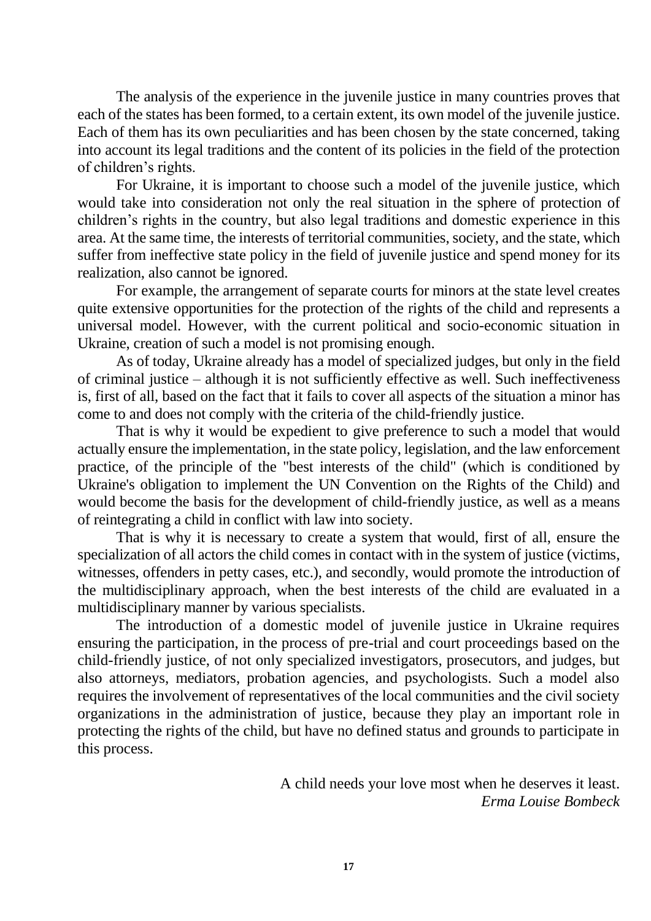The analysis of the experience in the juvenile justice in many countries proves that each of the states has been formed, to a certain extent, its own model of the juvenile justice. Each of them has its own peculiarities and has been chosen by the state concerned, taking into account its legal traditions and the content of its policies in the field of the protection of children's rights.

For Ukraine, it is important to choose such a model of the juvenile justice, which would take into consideration not only the real situation in the sphere of protection of children's rights in the country, but also legal traditions and domestic experience in this area. At the same time, the interests of territorial communities, society, and the state, which suffer from ineffective state policy in the field of juvenile justice and spend money for its realization, also cannot be ignored.

For example, the arrangement of separate courts for minors at the state level creates quite extensive opportunities for the protection of the rights of the child and represents a universal model. However, with the current political and socio-economic situation in Ukraine, creation of such a model is not promising enough.

As of today, Ukraine already has a model of specialized judges, but only in the field of criminal justice – although it is not sufficiently effective as well. Such ineffectiveness is, first of all, based on the fact that it fails to cover all aspects of the situation a minor has come to and does not comply with the criteria of the child-friendly justice.

That is why it would be expedient to give preference to such a model that would actually ensure the implementation, in the state policy, legislation, and the law enforcement practice, of the principle of the "best interests of the child" (which is conditioned by Ukraine's obligation to implement the UN Convention on the Rights of the Child) and would become the basis for the development of child-friendly justice, as well as a means of reintegrating a child in conflict with law into society.

That is why it is necessary to create a system that would, first of all, ensure the specialization of all actors the child comes in contact with in the system of justice (victims, witnesses, offenders in petty cases, etc.), and secondly, would promote the introduction of the multidisciplinary approach, when the best interests of the child are evaluated in a multidisciplinary manner by various specialists.

The introduction of a domestic model of juvenile justice in Ukraine requires ensuring the participation, in the process of pre-trial and court proceedings based on the child-friendly justice, of not only specialized investigators, prosecutors, and judges, but also attorneys, mediators, probation agencies, and psychologists. Such a model also requires the involvement of representatives of the local communities and the civil society organizations in the administration of justice, because they play an important role in protecting the rights of the child, but have no defined status and grounds to participate in this process.

A child needs your love most when he deserves it least.
*Erma Louise Bombeck*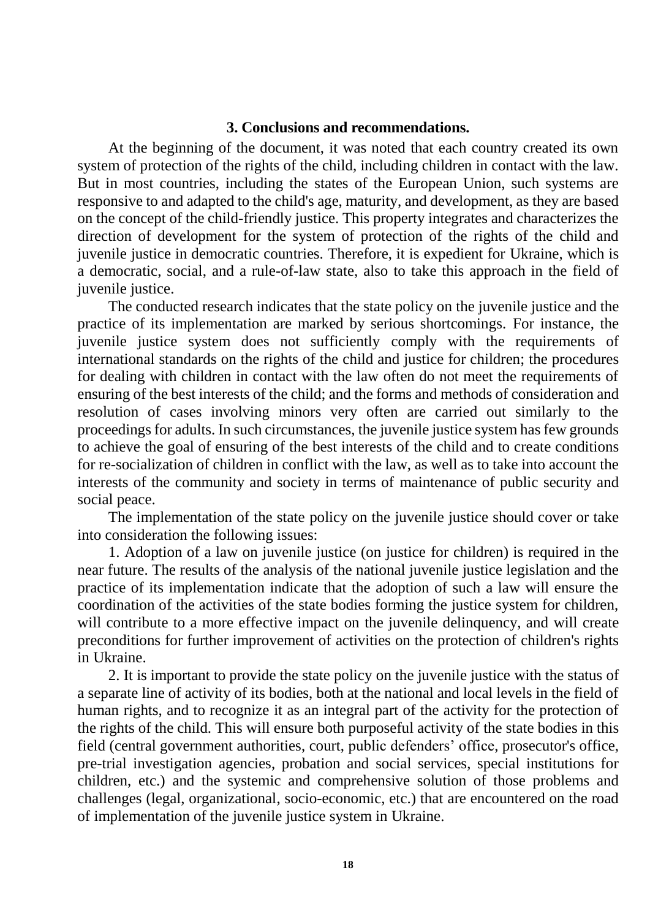### 3. Conclusions and recommendations.

At the beginning of the document, it was noted that each country created its own system of protection of the rights of the child, including children in contact with the law. But in most countries, including the states of the European Union, such systems are responsive to and adapted to the child's age, maturity, and development, as they are based on the concept of the child-friendly justice. This property integrates and characterizes the direction of development for the system of protection of the rights of the child and juvenile justice in democratic countries. Therefore, it is expedient for Ukraine, which is a democratic, social, and a rule-of-law state, also to take this approach in the field of juvenile justice.

The conducted research indicates that the state policy on the juvenile justice and the practice of its implementation are marked by serious shortcomings. For instance, the juvenile justice system does not sufficiently comply with the requirements of international standards on the rights of the child and justice for children; the procedures for dealing with children in contact with the law often do not meet the requirements of ensuring of the best interests of the child; and the forms and methods of consideration and resolution of cases involving minors very often are carried out similarly to the proceedings for adults. In such circumstances, the juvenile justice system has few grounds to achieve the goal of ensuring of the best interests of the child and to create conditions for re-socialization of children in conflict with the law, as well as to take into account the interests of the community and society in terms of maintenance of public security and social peace.

The implementation of the state policy on the juvenile justice should cover or take into consideration the following issues:

1. Adoption of a law on juvenile justice (on justice for children) is required in the near future. The results of the analysis of the national juvenile justice legislation and the practice of its implementation indicate that the adoption of such a law will ensure the coordination of the activities of the state bodies forming the justice system for children, will contribute to a more effective impact on the juvenile delinquency, and will create preconditions for further improvement of activities on the protection of children's rights in Ukraine.

2. It is important to provide the state policy on the juvenile justice with the status of a separate line of activity of its bodies, both at the national and local levels in the field of human rights, and to recognize it as an integral part of the activity for the protection of the rights of the child. This will ensure both purposeful activity of the state bodies in this field (central government authorities, court, public defenders' office, prosecutor's office, pre-trial investigation agencies, probation and social services, special institutions for children, etc.) and the systemic and comprehensive solution of those problems and challenges (legal, organizational, socio-economic, etc.) that are encountered on the road of implementation of the juvenile justice system in Ukraine.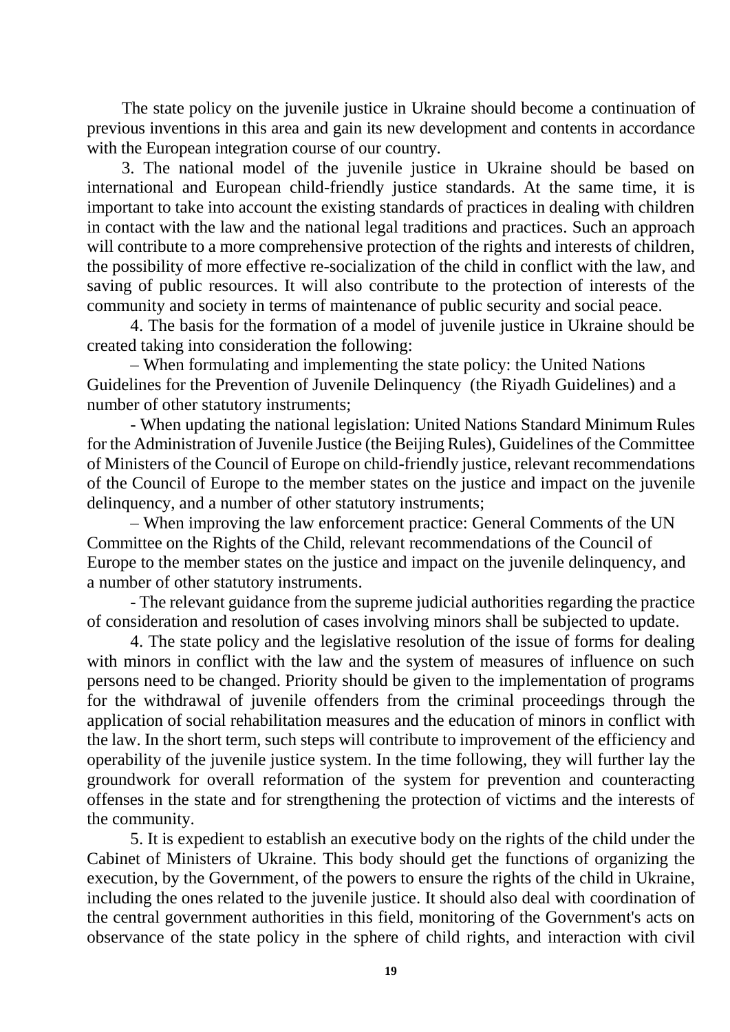The state policy on the juvenile justice in Ukraine should become a continuation of previous inventions in this area and gain its new development and contents in accordance with the European integration course of our country.

3. The national model of the juvenile justice in Ukraine should be based on international and European child-friendly justice standards. At the same time, it is important to take into account the existing standards of practices in dealing with children in contact with the law and the national legal traditions and practices. Such an approach will contribute to a more comprehensive protection of the rights and interests of children, the possibility of more effective re-socialization of the child in conflict with the law, and saving of public resources. It will also contribute to the protection of interests of the community and society in terms of maintenance of public security and social peace.

4. The basis for the formation of a model of juvenile justice in Ukraine should be created taking into consideration the following:

– When formulating and implementing the state policy: the United Nations Guidelines for the Prevention of Juvenile Delinquency (the Riyadh Guidelines) and a number of other statutory instruments;

- When updating the national legislation: United Nations Standard Minimum Rules for the Administration of Juvenile Justice (the Beijing Rules), Guidelines of the Committee of Ministers of the Council of Europe on child-friendly justice, relevant recommendations of the Council of Europe to the member states on the justice and impact on the juvenile delinquency, and a number of other statutory instruments;

– When improving the law enforcement practice: General Comments of the UN Committee on the Rights of the Child, relevant recommendations of the Council of Europe to the member states on the justice and impact on the juvenile delinquency, and a number of other statutory instruments.

- The relevant guidance from the supreme judicial authorities regarding the practice of consideration and resolution of cases involving minors shall be subjected to update.

4. The state policy and the legislative resolution of the issue of forms for dealing with minors in conflict with the law and the system of measures of influence on such persons need to be changed. Priority should be given to the implementation of programs for the withdrawal of juvenile offenders from the criminal proceedings through the application of social rehabilitation measures and the education of minors in conflict with the law. In the short term, such steps will contribute to improvement of the efficiency and operability of the juvenile justice system. In the time following, they will further lay the groundwork for overall reformation of the system for prevention and counteracting offenses in the state and for strengthening the protection of victims and the interests of the community.

5. It is expedient to establish an executive body on the rights of the child under the Cabinet of Ministers of Ukraine. This body should get the functions of organizing the execution, by the Government, of the powers to ensure the rights of the child in Ukraine, including the ones related to the juvenile justice. It should also deal with coordination of the central government authorities in this field, monitoring of the Government's acts on observance of the state policy in the sphere of child rights, and interaction with civil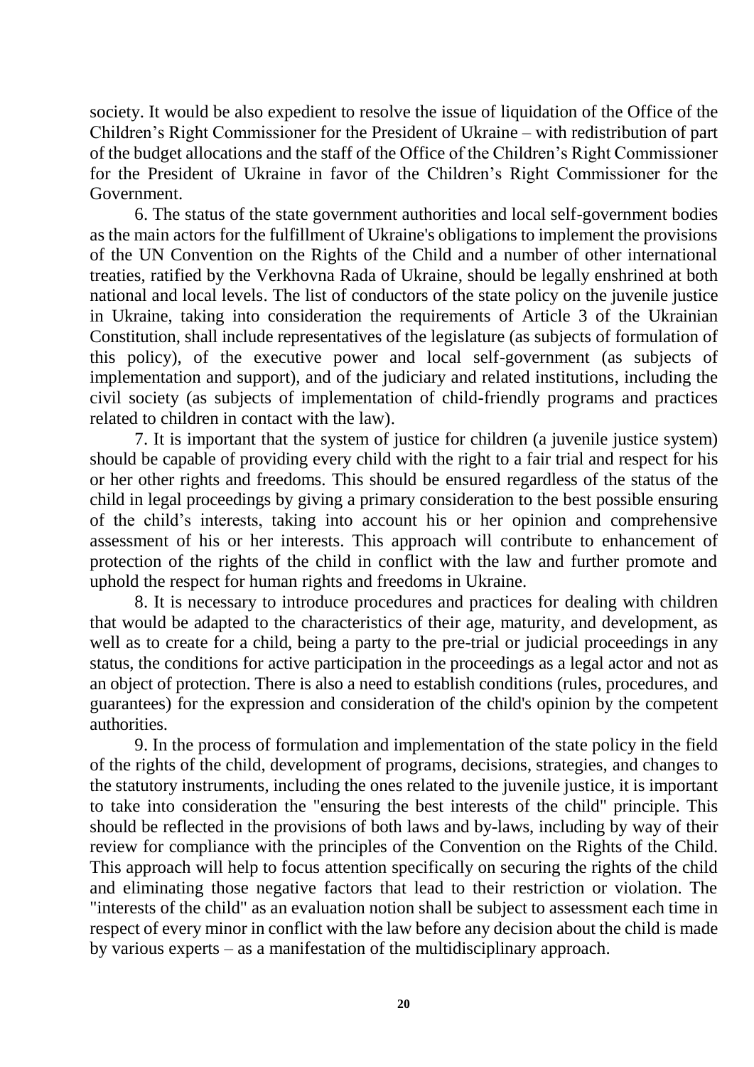society. It would be also expedient to resolve the issue of liquidation of the Office of the Children's Right Commissioner for the President of Ukraine – with redistribution of part of the budget allocations and the staff of the Office of the Children's Right Commissioner for the President of Ukraine in favor of the Children's Right Commissioner for the Government.

6. The status of the state government authorities and local self-government bodies as the main actors for the fulfillment of Ukraine's obligations to implement the provisions of the UN Convention on the Rights of the Child and a number of other international treaties, ratified by the Verkhovna Rada of Ukraine, should be legally enshrined at both national and local levels. The list of conductors of the state policy on the juvenile justice in Ukraine, taking into consideration the requirements of Article 3 of the Ukrainian Constitution, shall include representatives of the legislature (as subjects of formulation of this policy), of the executive power and local self-government (as subjects of implementation and support), and of the judiciary and related institutions, including the civil society (as subjects of implementation of child-friendly programs and practices related to children in contact with the law).

7. It is important that the system of justice for children (a juvenile justice system) should be capable of providing every child with the right to a fair trial and respect for his or her other rights and freedoms. This should be ensured regardless of the status of the child in legal proceedings by giving a primary consideration to the best possible ensuring of the child's interests, taking into account his or her opinion and comprehensive assessment of his or her interests. This approach will contribute to enhancement of protection of the rights of the child in conflict with the law and further promote and uphold the respect for human rights and freedoms in Ukraine.

8. It is necessary to introduce procedures and practices for dealing with children that would be adapted to the characteristics of their age, maturity, and development, as well as to create for a child, being a party to the pre-trial or judicial proceedings in any status, the conditions for active participation in the proceedings as a legal actor and not as an object of protection. There is also a need to establish conditions (rules, procedures, and guarantees) for the expression and consideration of the child's opinion by the competent authorities.

9. In the process of formulation and implementation of the state policy in the field of the rights of the child, development of programs, decisions, strategies, and changes to the statutory instruments, including the ones related to the juvenile justice, it is important to take into consideration the "ensuring the best interests of the child" principle. This should be reflected in the provisions of both laws and by-laws, including by way of their review for compliance with the principles of the Convention on the Rights of the Child. This approach will help to focus attention specifically on securing the rights of the child and eliminating those negative factors that lead to their restriction or violation. The "interests of the child" as an evaluation notion shall be subject to assessment each time in respect of every minor in conflict with the law before any decision about the child is made by various experts – as a manifestation of the multidisciplinary approach.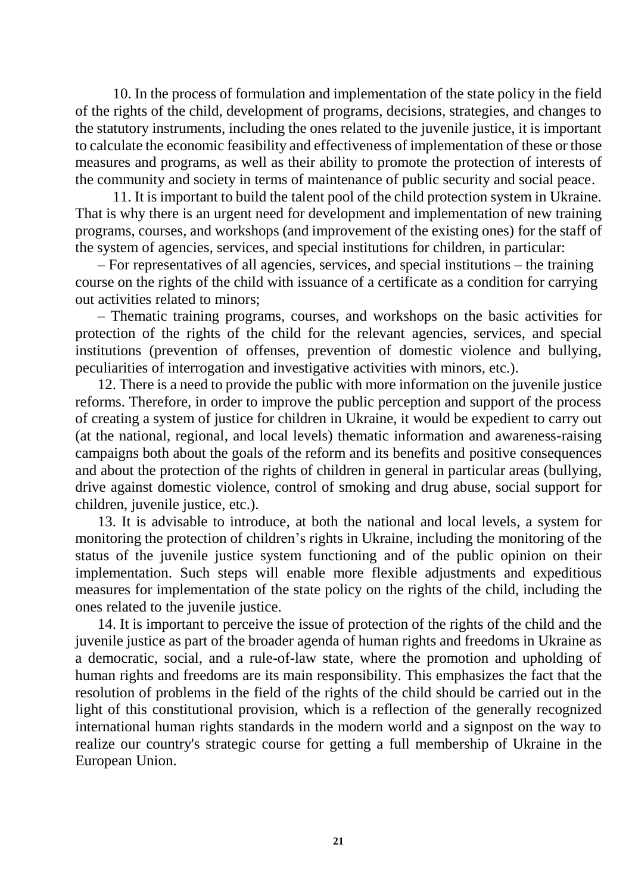10. In the process of formulation and implementation of the state policy in the field of the rights of the child, development of programs, decisions, strategies, and changes to the statutory instruments, including the ones related to the juvenile justice, it is important to calculate the economic feasibility and effectiveness of implementation of these or those measures and programs, as well as their ability to promote the protection of interests of the community and society in terms of maintenance of public security and social peace.

11. It is important to build the talent pool of the child protection system in Ukraine. That is why there is an urgent need for development and implementation of new training programs, courses, and workshops (and improvement of the existing ones) for the staff of the system of agencies, services, and special institutions for children, in particular:

– For representatives of all agencies, services, and special institutions – the training course on the rights of the child with issuance of a certificate as a condition for carrying out activities related to minors;

– Thematic training programs, courses, and workshops on the basic activities for protection of the rights of the child for the relevant agencies, services, and special institutions (prevention of offenses, prevention of domestic violence and bullying, peculiarities of interrogation and investigative activities with minors, etc.).

12. There is a need to provide the public with more information on the juvenile justice reforms. Therefore, in order to improve the public perception and support of the process of creating a system of justice for children in Ukraine, it would be expedient to carry out (at the national, regional, and local levels) thematic information and awareness-raising campaigns both about the goals of the reform and its benefits and positive consequences and about the protection of the rights of children in general in particular areas (bullying, drive against domestic violence, control of smoking and drug abuse, social support for children, juvenile justice, etc.).

13. It is advisable to introduce, at both the national and local levels, a system for monitoring the protection of children's rights in Ukraine, including the monitoring of the status of the juvenile justice system functioning and of the public opinion on their implementation. Such steps will enable more flexible adjustments and expeditious measures for implementation of the state policy on the rights of the child, including the ones related to the juvenile justice.

14. It is important to perceive the issue of protection of the rights of the child and the juvenile justice as part of the broader agenda of human rights and freedoms in Ukraine as a democratic, social, and a rule-of-law state, where the promotion and upholding of human rights and freedoms are its main responsibility. This emphasizes the fact that the resolution of problems in the field of the rights of the child should be carried out in the light of this constitutional provision, which is a reflection of the generally recognized international human rights standards in the modern world and a signpost on the way to realize our country's strategic course for getting a full membership of Ukraine in the European Union.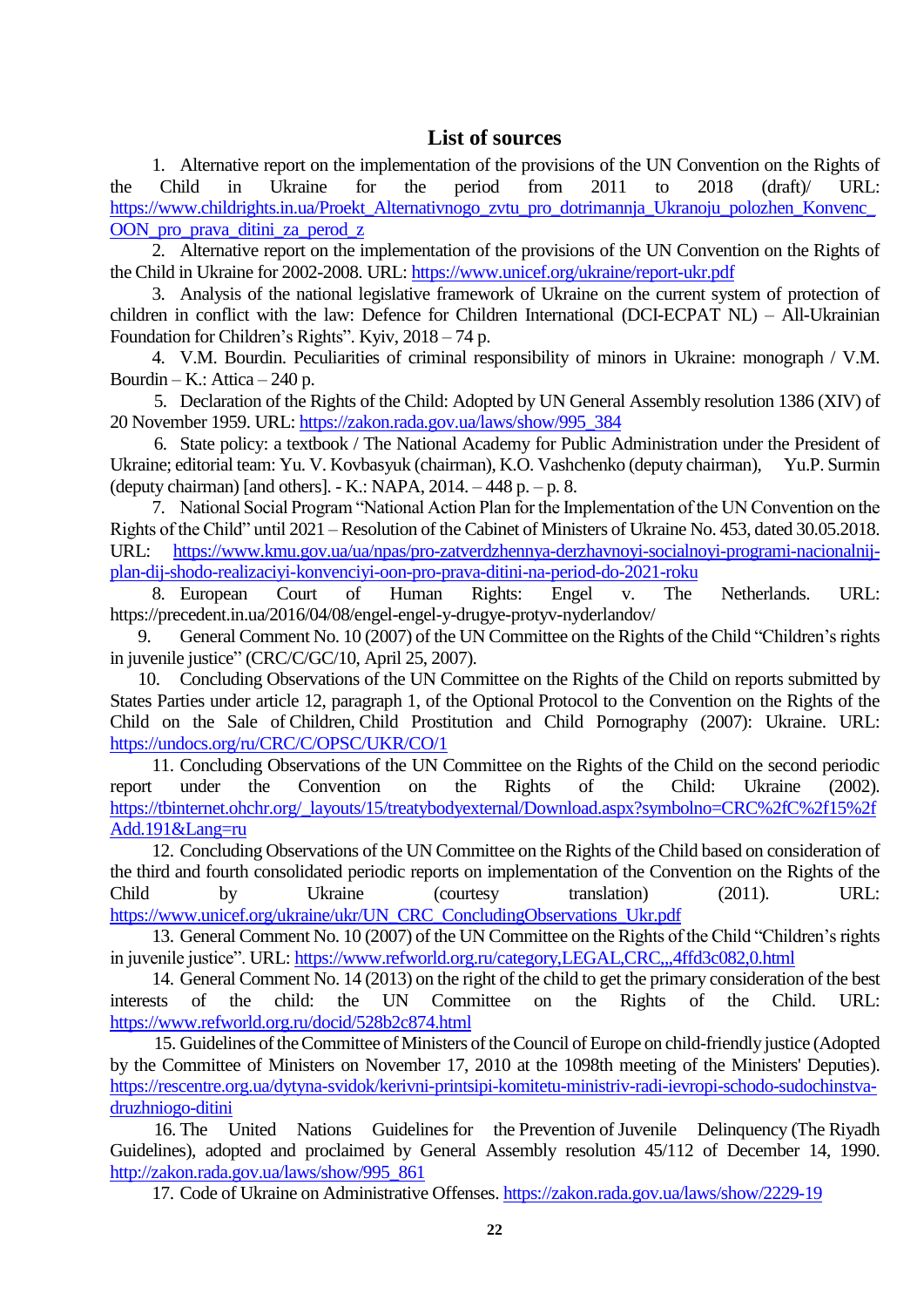## List of sources

1. Alternative report on the implementation of the provisions of the UN Convention on the Rights of the Child in Ukraine for the period from 2011 to 2018 (draft)/ URL: https://www.childrights.in.ua/Proekt_Alternativnogo_zvtu_pro_dotrimannja_Ukranoju_polozhen_Konvenc_OON_pro_prava_ditini_za_perod_z
2. Alternative report on the implementation of the provisions of the UN Convention on the Rights of the Child in Ukraine for 2002-2008. URL: https://www.unicef.org/ukraine/report-ukr.pdf
3. Analysis of the national legislative framework of Ukraine on the current system of protection of children in conflict with the law: Defence for Children International (DCI-ECPAT NL) – All-Ukrainian Foundation for Children's Rights". Kyiv, 2018 – 74 p.
4. V.M. Bourdin. Peculiarities of criminal responsibility of minors in Ukraine: monograph / V.M. Bourdin – K.: Attica – 240 p.
5. Declaration of the Rights of the Child: Adopted by UN General Assembly resolution 1386 (XIV) of 20 November 1959. URL: https://zakon.rada.gov.ua/laws/show/995_384
6. State policy: a textbook / The National Academy for Public Administration under the President of Ukraine; editorial team: Yu. V. Kovbasyuk (chairman), K.O. Vashchenko (deputy chairman), Yu.P. Surmin (deputy chairman) [and others]. - K.: NAPA, 2014. – 448 p. – p. 8.
7. National Social Program "National Action Plan for the Implementation of the UN Convention on the Rights of the Child" until 2021 – Resolution of the Cabinet of Ministers of Ukraine No. 453, dated 30.05.2018. URL: https://www.kmu.gov.ua/ua/npas/pro-zatverdzhennya-derzhavnoyi-socialnoyi-programi-nacionalnij-plan-dij-shodo-realizaciyi-konvenciyi-oon-pro-prava-ditini-na-period-do-2021-roku
8. European Court of Human Rights: Engel v. The Netherlands. URL: https://precedent.in.ua/2016/04/08/engel-engel-y-drugye-protyv-nyderlandov/
9. General Comment No. 10 (2007) of the UN Committee on the Rights of the Child "Children's rights in juvenile justice" (CRC/C/GC/10, April 25, 2007).
10. Concluding Observations of the UN Committee on the Rights of the Child on reports submitted by States Parties under article 12, paragraph 1, of the Optional Protocol to the Convention on the Rights of the Child on the Sale of Children, Child Prostitution and Child Pornography (2007): Ukraine. URL: https://undocs.org/ru/CRC/C/OPSC/UKR/CO/1
11. Concluding Observations of the UN Committee on the Rights of the Child on the second periodic report under the Convention on the Rights of the Child: Ukraine (2002). https://tbinternet.ohchr.org/_layouts/15/treatybodyexternal/Download.aspx?symbolno=CRC%2fC%2f15%2fAdd.191&Lang=ru
12. Concluding Observations of the UN Committee on the Rights of the Child based on consideration of the third and fourth consolidated periodic reports on implementation of the Convention on the Rights of the Child by Ukraine (courtesy translation) (2011). URL: https://www.unicef.org/ukraine/ukr/UN_CRC_ConcludingObservations_Ukr.pdf
13. General Comment No. 10 (2007) of the UN Committee on the Rights of the Child "Children's rights in juvenile justice". URL: https://www.refworld.org.ru/category,LEGAL,CRC,,,4ffd3c082,0.html
14. General Comment No. 14 (2013) on the right of the child to get the primary consideration of the best interests of the child: the UN Committee on the Rights of the Child. URL: https://www.refworld.org.ru/docid/528b2c874.html
15. Guidelines of the Committee of Ministers of the Council of Europe on child-friendly justice (Adopted by the Committee of Ministers on November 17, 2010 at the 1098th meeting of the Ministers' Deputies). https://rescentre.org.ua/dytyna-svidok/kerivni-printsipi-komitetu-ministriv-radi-ievropi-schodo-sudochinstva-druzhniogo-ditini
16. The United Nations Guidelines for the Prevention of Juvenile Delinquency (The Riyadh Guidelines), adopted and proclaimed by General Assembly resolution 45/112 of December 14, 1990. http://zakon.rada.gov.ua/laws/show/995_861
17. Code of Ukraine on Administrative Offenses. https://zakon.rada.gov.ua/laws/show/2229-19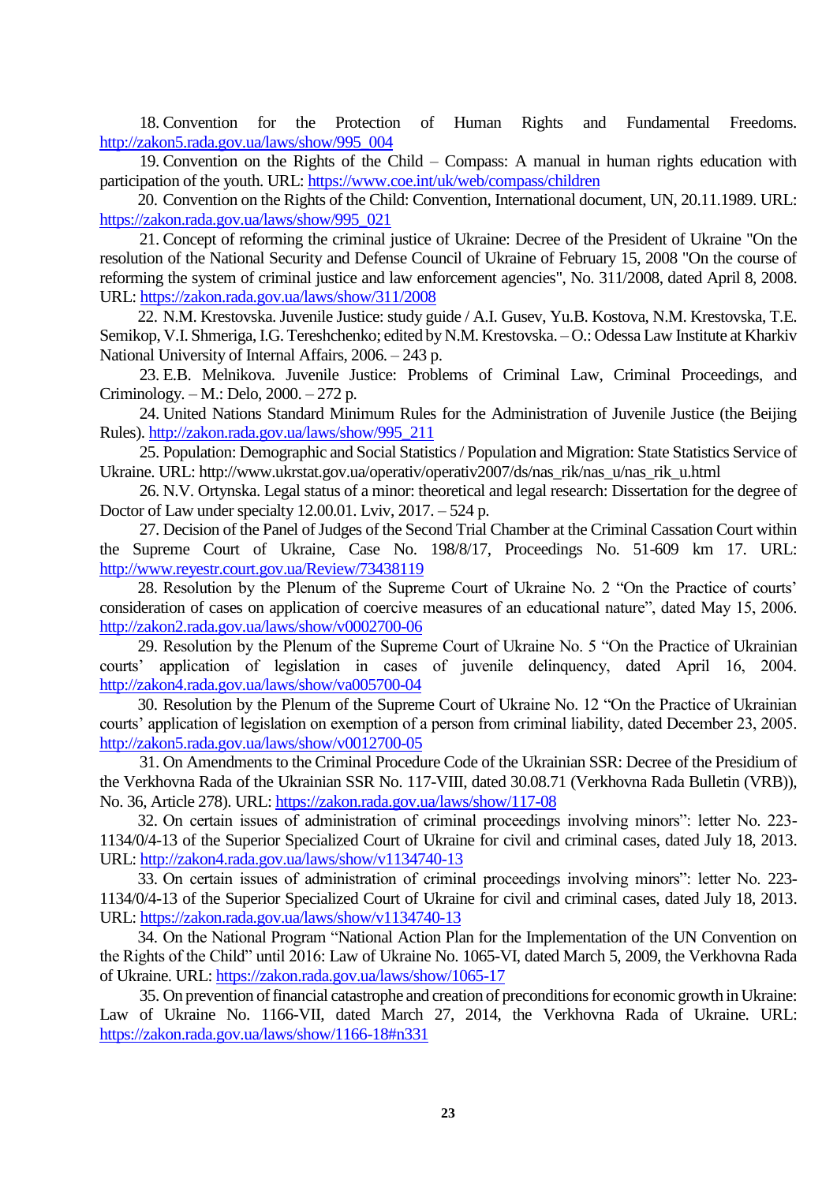18. Convention for the Protection of Human Rights and Fundamental Freedoms. http://zakon5.rada.gov.ua/laws/show/995_004

19. Convention on the Rights of the Child – Compass: A manual in human rights education with participation of the youth. URL: https://www.coe.int/uk/web/compass/children

20. Convention on the Rights of the Child: Convention, International document, UN, 20.11.1989. URL: https://zakon.rada.gov.ua/laws/show/995_021

21. Concept of reforming the criminal justice of Ukraine: Decree of the President of Ukraine "On the resolution of the National Security and Defense Council of Ukraine of February 15, 2008 "On the course of reforming the system of criminal justice and law enforcement agencies", No. 311/2008, dated April 8, 2008. URL: https://zakon.rada.gov.ua/laws/show/311/2008

22. N.M. Krestovska. Juvenile Justice: study guide / A.I. Gusev, Yu.B. Kostova, N.M. Krestovska, T.E. Semikop, V.I. Shmeriga, I.G. Tereshchenko; edited by N.M. Krestovska. – O.: Odessa Law Institute at Kharkiv National University of Internal Affairs, 2006. – 243 p.

23. E.B. Melnikova. Juvenile Justice: Problems of Criminal Law, Criminal Proceedings, and Criminology. – M.: Delo, 2000. – 272 p.

24. United Nations Standard Minimum Rules for the Administration of Juvenile Justice (the Beijing Rules). http://zakon.rada.gov.ua/laws/show/995_211

25. Population: Demographic and Social Statistics / Population and Migration: State Statistics Service of Ukraine. URL: http://www.ukrstat.gov.ua/operativ/operativ2007/ds/nas_rik/nas_u/nas_rik_u.html

26. N.V. Ortynska. Legal status of a minor: theoretical and legal research: Dissertation for the degree of Doctor of Law under specialty 12.00.01. Lviv, 2017. – 524 p.

27. Decision of the Panel of Judges of the Second Trial Chamber at the Criminal Cassation Court within the Supreme Court of Ukraine, Case No. 198/8/17, Proceedings No. 51-609 km 17. URL: http://www.reyestr.court.gov.ua/Review/73438119

28. Resolution by the Plenum of the Supreme Court of Ukraine No. 2 "On the Practice of courts' consideration of cases on application of coercive measures of an educational nature", dated May 15, 2006. http://zakon2.rada.gov.ua/laws/show/v0002700-06

29. Resolution by the Plenum of the Supreme Court of Ukraine No. 5 "On the Practice of Ukrainian courts' application of legislation in cases of juvenile delinquency, dated April 16, 2004. http://zakon4.rada.gov.ua/laws/show/va005700-04

30. Resolution by the Plenum of the Supreme Court of Ukraine No. 12 "On the Practice of Ukrainian courts' application of legislation on exemption of a person from criminal liability, dated December 23, 2005. http://zakon5.rada.gov.ua/laws/show/v0012700-05

31. On Amendments to the Criminal Procedure Code of the Ukrainian SSR: Decree of the Presidium of the Verkhovna Rada of the Ukrainian SSR No. 117-VIII, dated 30.08.71 (Verkhovna Rada Bulletin (VRB)), No. 36, Article 278). URL: https://zakon.rada.gov.ua/laws/show/117-08

32. On certain issues of administration of criminal proceedings involving minors": letter No. 223-1134/0/4-13 of the Superior Specialized Court of Ukraine for civil and criminal cases, dated July 18, 2013. URL: http://zakon4.rada.gov.ua/laws/show/v1134740-13

33. On certain issues of administration of criminal proceedings involving minors": letter No. 223-1134/0/4-13 of the Superior Specialized Court of Ukraine for civil and criminal cases, dated July 18, 2013. URL: https://zakon.rada.gov.ua/laws/show/v1134740-13

34. On the National Program "National Action Plan for the Implementation of the UN Convention on the Rights of the Child" until 2016: Law of Ukraine No. 1065-VI, dated March 5, 2009, the Verkhovna Rada of Ukraine. URL: https://zakon.rada.gov.ua/laws/show/1065-17

35. On prevention of financial catastrophe and creation of preconditions for economic growth in Ukraine: Law of Ukraine No. 1166-VII, dated March 27, 2014, the Verkhovna Rada of Ukraine. URL: https://zakon.rada.gov.ua/laws/show/1166-18#n331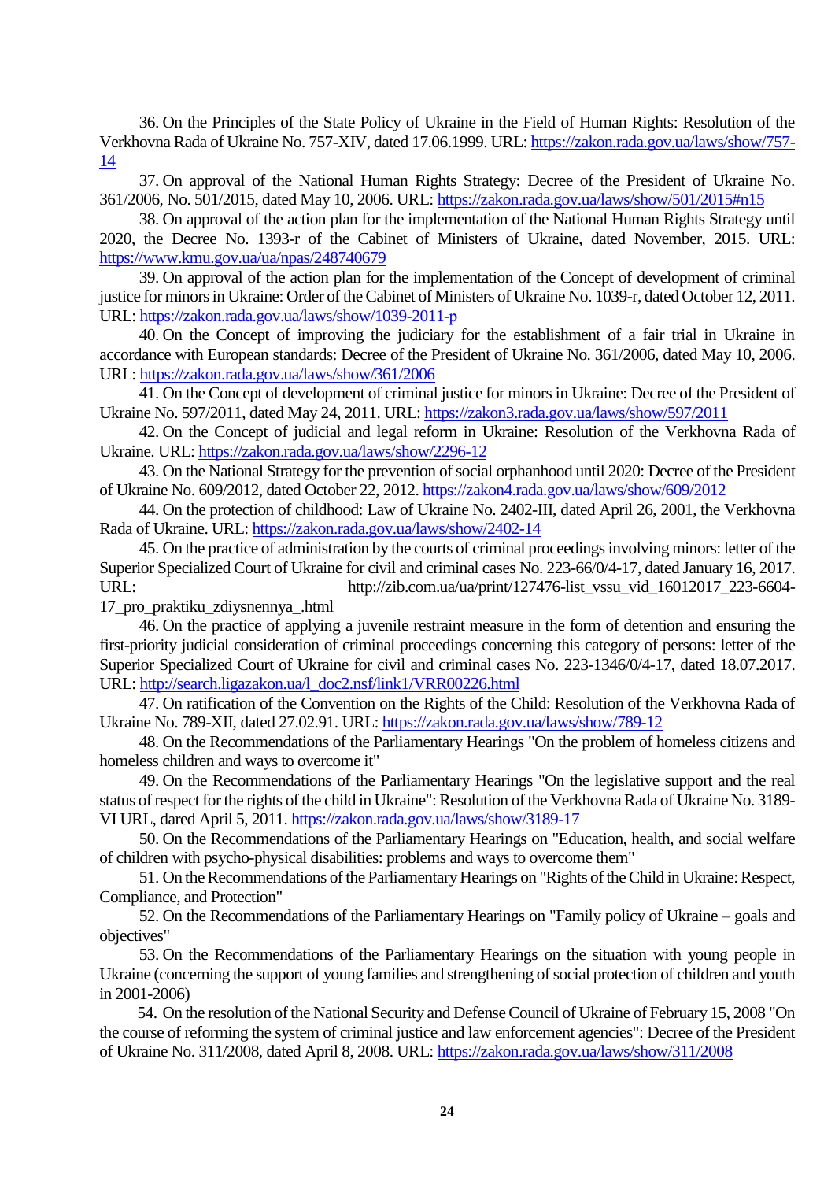36. On the Principles of the State Policy of Ukraine in the Field of Human Rights: Resolution of the Verkhovna Rada of Ukraine No. 757-XIV, dated 17.06.1999. URL: https://zakon.rada.gov.ua/laws/show/757-14

37. On approval of the National Human Rights Strategy: Decree of the President of Ukraine No. 361/2006, No. 501/2015, dated May 10, 2006. URL: https://zakon.rada.gov.ua/laws/show/501/2015#n15

38. On approval of the action plan for the implementation of the National Human Rights Strategy until 2020, the Decree No. 1393-r of the Cabinet of Ministers of Ukraine, dated November, 2015. URL: https://www.kmu.gov.ua/ua/npas/248740679

39. On approval of the action plan for the implementation of the Concept of development of criminal justice for minors in Ukraine: Order of the Cabinet of Ministers of Ukraine No. 1039-r, dated October 12, 2011. URL: https://zakon.rada.gov.ua/laws/show/1039-2011-p

40. On the Concept of improving the judiciary for the establishment of a fair trial in Ukraine in accordance with European standards: Decree of the President of Ukraine No. 361/2006, dated May 10, 2006. URL: https://zakon.rada.gov.ua/laws/show/361/2006

41. On the Concept of development of criminal justice for minors in Ukraine: Decree of the President of Ukraine No. 597/2011, dated May 24, 2011. URL: https://zakon3.rada.gov.ua/laws/show/597/2011

42. On the Concept of judicial and legal reform in Ukraine: Resolution of the Verkhovna Rada of Ukraine. URL: https://zakon.rada.gov.ua/laws/show/2296-12

43. On the National Strategy for the prevention of social orphanhood until 2020: Decree of the President of Ukraine No. 609/2012, dated October 22, 2012. https://zakon4.rada.gov.ua/laws/show/609/2012

44. On the protection of childhood: Law of Ukraine No. 2402-III, dated April 26, 2001, the Verkhovna Rada of Ukraine. URL: https://zakon.rada.gov.ua/laws/show/2402-14

45. On the practice of administration by the courts of criminal proceedings involving minors: letter of the Superior Specialized Court of Ukraine for civil and criminal cases No. 223-66/0/4-17, dated January 16, 2017. URL: http://zib.com.ua/ua/print/127476-list_vssu_vid_16012017_223-6604-17_pro_praktiku_zdiysnennya_.html

46. On the practice of applying a juvenile restraint measure in the form of detention and ensuring the first-priority judicial consideration of criminal proceedings concerning this category of persons: letter of the Superior Specialized Court of Ukraine for civil and criminal cases No. 223-1346/0/4-17, dated 18.07.2017. URL: http://search.ligazakon.ua/l_doc2.nsf/link1/VRR00226.html

47. On ratification of the Convention on the Rights of the Child: Resolution of the Verkhovna Rada of Ukraine No. 789-XII, dated 27.02.91. URL: https://zakon.rada.gov.ua/laws/show/789-12

48. On the Recommendations of the Parliamentary Hearings "On the problem of homeless citizens and homeless children and ways to overcome it"

49. On the Recommendations of the Parliamentary Hearings "On the legislative support and the real status of respect for the rights of the child in Ukraine": Resolution of the Verkhovna Rada of Ukraine No. 3189-VI URL, dared April 5, 2011. https://zakon.rada.gov.ua/laws/show/3189-17

50. On the Recommendations of the Parliamentary Hearings on "Education, health, and social welfare of children with psycho-physical disabilities: problems and ways to overcome them"

51. On the Recommendations of the Parliamentary Hearings on "Rights of the Child in Ukraine: Respect, Compliance, and Protection"

52. On the Recommendations of the Parliamentary Hearings on "Family policy of Ukraine – goals and objectives"

53. On the Recommendations of the Parliamentary Hearings on the situation with young people in Ukraine (concerning the support of young families and strengthening of social protection of children and youth in 2001-2006)

54. On the resolution of the National Security and Defense Council of Ukraine of February 15, 2008 "On the course of reforming the system of criminal justice and law enforcement agencies": Decree of the President of Ukraine No. 311/2008, dated April 8, 2008. URL: https://zakon.rada.gov.ua/laws/show/311/2008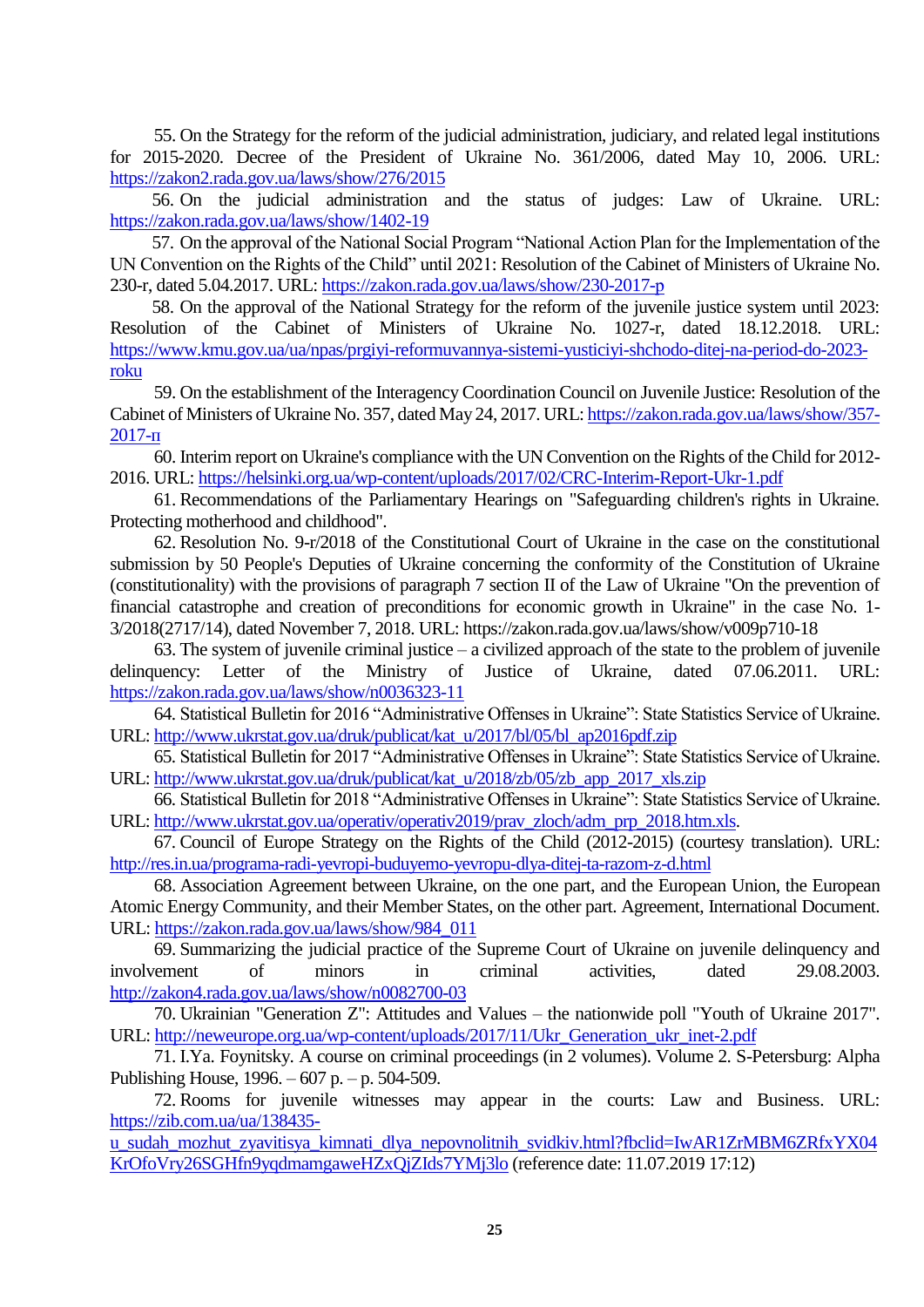55. On the Strategy for the reform of the judicial administration, judiciary, and related legal institutions for 2015-2020. Decree of the President of Ukraine No. 361/2006, dated May 10, 2006. URL: https://zakon2.rada.gov.ua/laws/show/276/2015

56. On the judicial administration and the status of judges: Law of Ukraine. URL: https://zakon.rada.gov.ua/laws/show/1402-19

57. On the approval of the National Social Program "National Action Plan for the Implementation of the UN Convention on the Rights of the Child" until 2021: Resolution of the Cabinet of Ministers of Ukraine No. 230-r, dated 5.04.2017. URL: https://zakon.rada.gov.ua/laws/show/230-2017-p

58. On the approval of the National Strategy for the reform of the juvenile justice system until 2023: Resolution of the Cabinet of Ministers of Ukraine No. 1027-r, dated 18.12.2018. URL: https://www.kmu.gov.ua/ua/npas/prgiyi-reformuvannya-sistemi-yusticiyi-shchodo-ditej-na-period-do-2023-roku

59. On the establishment of the Interagency Coordination Council on Juvenile Justice: Resolution of the Cabinet of Ministers of Ukraine No. 357, dated May 24, 2017. URL: https://zakon.rada.gov.ua/laws/show/357-2017-п

60. Interim report on Ukraine's compliance with the UN Convention on the Rights of the Child for 2012-2016. URL: https://helsinki.org.ua/wp-content/uploads/2017/02/CRC-Interim-Report-Ukr-1.pdf

61. Recommendations of the Parliamentary Hearings on "Safeguarding children's rights in Ukraine. Protecting motherhood and childhood".

62. Resolution No. 9-r/2018 of the Constitutional Court of Ukraine in the case on the constitutional submission by 50 People's Deputies of Ukraine concerning the conformity of the Constitution of Ukraine (constitutionality) with the provisions of paragraph 7 section II of the Law of Ukraine "On the prevention of financial catastrophe and creation of preconditions for economic growth in Ukraine" in the case No. 1-3/2018(2717/14), dated November 7, 2018. URL: https://zakon.rada.gov.ua/laws/show/v009p710-18

63. The system of juvenile criminal justice – a civilized approach of the state to the problem of juvenile delinquency: Letter of the Ministry of Justice of Ukraine, dated 07.06.2011. URL: https://zakon.rada.gov.ua/laws/show/n0036323-11

64. Statistical Bulletin for 2016 "Administrative Offenses in Ukraine": State Statistics Service of Ukraine. URL: http://www.ukrstat.gov.ua/druk/publicat/kat_u/2017/bl/05/bl_ap2016pdf.zip

65. Statistical Bulletin for 2017 "Administrative Offenses in Ukraine": State Statistics Service of Ukraine. URL: http://www.ukrstat.gov.ua/druk/publicat/kat_u/2018/zb/05/zb_app_2017_xls.zip

66. Statistical Bulletin for 2018 "Administrative Offenses in Ukraine": State Statistics Service of Ukraine. URL: http://www.ukrstat.gov.ua/operativ/operativ2019/prav_zloch/adm_prp_2018.htm.xls.

67. Council of Europe Strategy on the Rights of the Child (2012-2015) (courtesy translation). URL: http://res.in.ua/programa-radi-yevropi-buduyemo-yevropu-dlya-ditej-ta-razom-z-d.html

68. Association Agreement between Ukraine, on the one part, and the European Union, the European Atomic Energy Community, and their Member States, on the other part. Agreement, International Document. URL: https://zakon.rada.gov.ua/laws/show/984_011

69. Summarizing the judicial practice of the Supreme Court of Ukraine on juvenile delinquency and involvement of minors in criminal activities, dated 29.08.2003. http://zakon4.rada.gov.ua/laws/show/n0082700-03

70. Ukrainian "Generation Z": Attitudes and Values – the nationwide poll "Youth of Ukraine 2017". URL: http://neweurope.org.ua/wp-content/uploads/2017/11/Ukr_Generation_ukr_inet-2.pdf

71. I.Ya. Foynitsky. A course on criminal proceedings (in 2 volumes). Volume 2. S-Petersburg: Alpha Publishing House, 1996. – 607 p. – p. 504-509.

72. Rooms for juvenile witnesses may appear in the courts: Law and Business. URL: https://zib.com.ua/ua/138435-u_sudah_mozhut_zyavitisya_kimnati_dlya_nepovnolitnih_svidkiv.html?fbclid=IwAR1ZrMBM6ZRfxYX04KrOfoVry26SGHfn9yqdmamgaweHZxQjZIds7YMj3lo (reference date: 11.07.2019 17:12)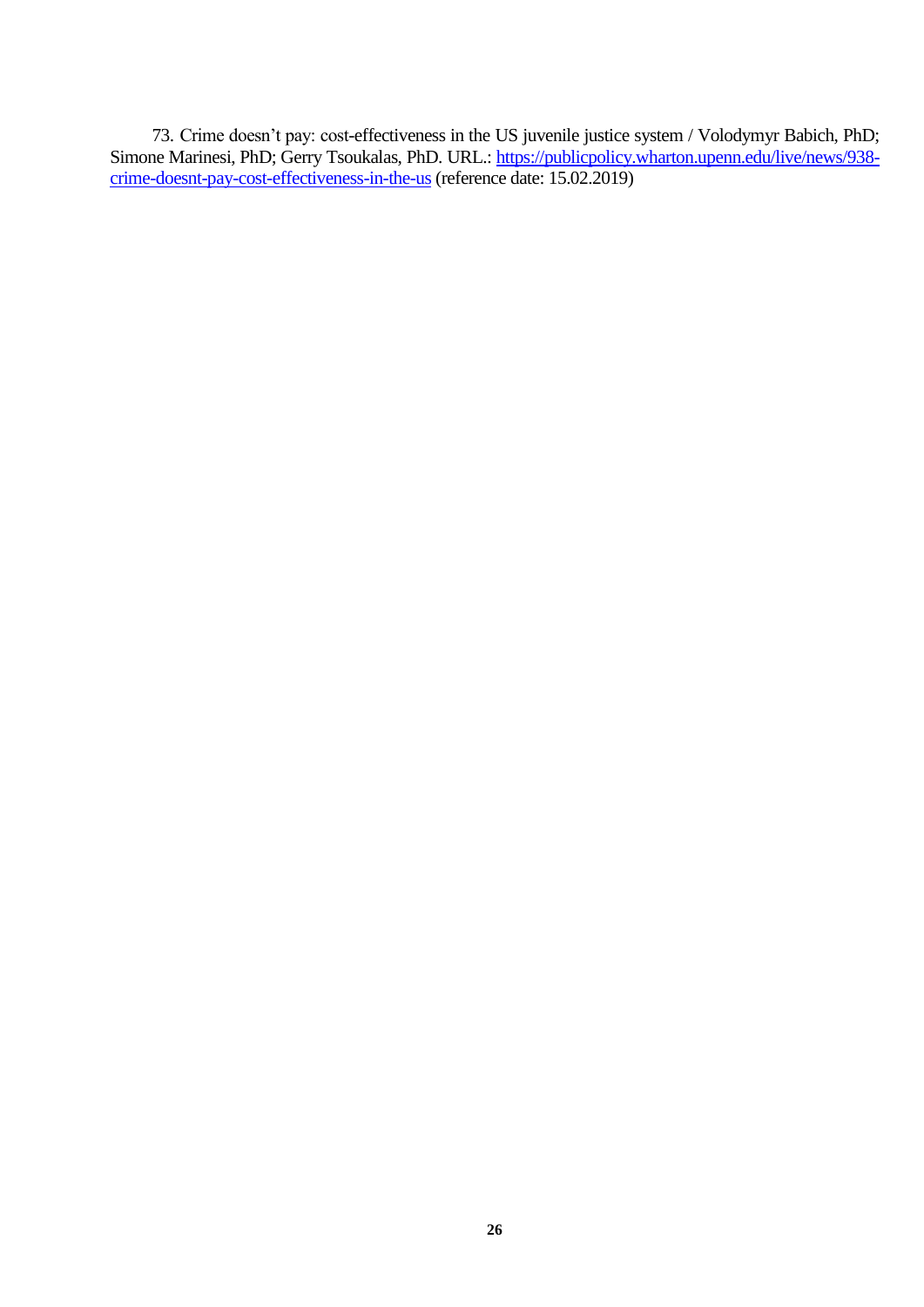73. Crime doesn't pay: cost-effectiveness in the US juvenile justice system / Volodymyr Babich, PhD; Simone Marinesi, PhD; Gerry Tsoukalas, PhD. URL.: [https://publicpolicy.wharton.upenn.edu/live/news/938-crime-doesnt-pay-cost-effectiveness-in-the-us](https://publicpolicy.wharton.upenn.edu/live/news/938-crime-doesnt-pay-cost-effectiveness-in-the-us) (reference date: 15.02.2019)